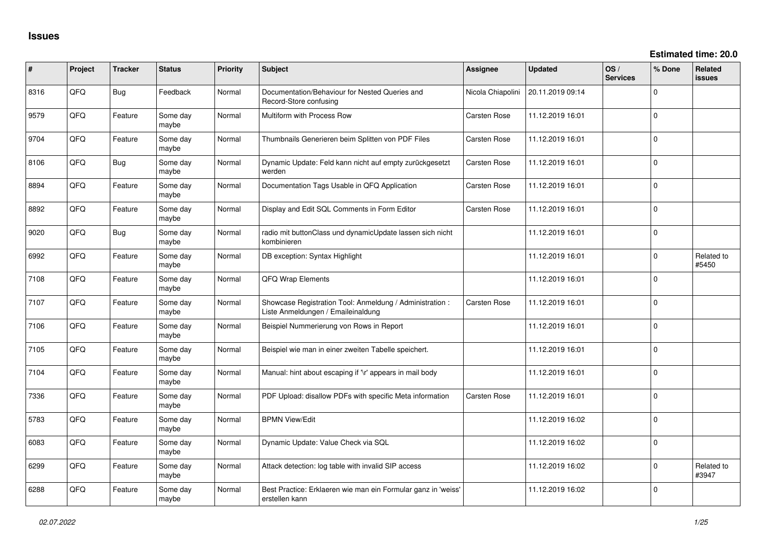# Issues

**Estimated time: 20.0**

| # | Project | Tracker | Status | Priority | Subject | Assignee | Updated | OS / Services | % Done | Related issues |
|---|---|---|---|---|---|---|---|---|---|---|
| 8316 | QFQ | Bug | Feedback | Normal | Documentation/Behaviour for Nested Queries and Record-Store confusing | Nicola Chiapolini | 20.11.2019 09:14 | | 0 | |
| 9579 | QFQ | Feature | Some day maybe | Normal | Multiform with Process Row | Carsten Rose | 11.12.2019 16:01 | | 0 | |
| 9704 | QFQ | Feature | Some day maybe | Normal | Thumbnails Generieren beim Splitten von PDF Files | Carsten Rose | 11.12.2019 16:01 | | 0 | |
| 8106 | QFQ | Bug | Some day maybe | Normal | Dynamic Update: Feld kann nicht auf empty zurückgesetzt werden | Carsten Rose | 11.12.2019 16:01 | | 0 | |
| 8894 | QFQ | Feature | Some day maybe | Normal | Documentation Tags Usable in QFQ Application | Carsten Rose | 11.12.2019 16:01 | | 0 | |
| 8892 | QFQ | Feature | Some day maybe | Normal | Display and Edit SQL Comments in Form Editor | Carsten Rose | 11.12.2019 16:01 | | 0 | |
| 9020 | QFQ | Bug | Some day maybe | Normal | radio mit buttonClass und dynamicUpdate lassen sich nicht kombinieren | | 11.12.2019 16:01 | | 0 | |
| 6992 | QFQ | Feature | Some day maybe | Normal | DB exception: Syntax Highlight | | 11.12.2019 16:01 | | 0 | Related to #5450 |
| 7108 | QFQ | Feature | Some day maybe | Normal | QFQ Wrap Elements | | 11.12.2019 16:01 | | 0 | |
| 7107 | QFQ | Feature | Some day maybe | Normal | Showcase Registration Tool: Anmeldung / Administration : Liste Anmeldungen / Emaileinaldung | Carsten Rose | 11.12.2019 16:01 | | 0 | |
| 7106 | QFQ | Feature | Some day maybe | Normal | Beispiel Nummerierung von Rows in Report | | 11.12.2019 16:01 | | 0 | |
| 7105 | QFQ | Feature | Some day maybe | Normal | Beispiel wie man in einer zweiten Tabelle speichert. | | 11.12.2019 16:01 | | 0 | |
| 7104 | QFQ | Feature | Some day maybe | Normal | Manual: hint about escaping if '\r' appears in mail body | | 11.12.2019 16:01 | | 0 | |
| 7336 | QFQ | Feature | Some day maybe | Normal | PDF Upload: disallow PDFs with specific Meta information | Carsten Rose | 11.12.2019 16:01 | | 0 | |
| 5783 | QFQ | Feature | Some day maybe | Normal | BPMN View/Edit | | 11.12.2019 16:02 | | 0 | |
| 6083 | QFQ | Feature | Some day maybe | Normal | Dynamic Update: Value Check via SQL | | 11.12.2019 16:02 | | 0 | |
| 6299 | QFQ | Feature | Some day maybe | Normal | Attack detection: log table with invalid SIP access | | 11.12.2019 16:02 | | 0 | Related to #3947 |
| 6288 | QFQ | Feature | Some day maybe | Normal | Best Practice: Erklaeren wie man ein Formular ganz in 'weiss' erstellen kann | | 11.12.2019 16:02 | | 0 | |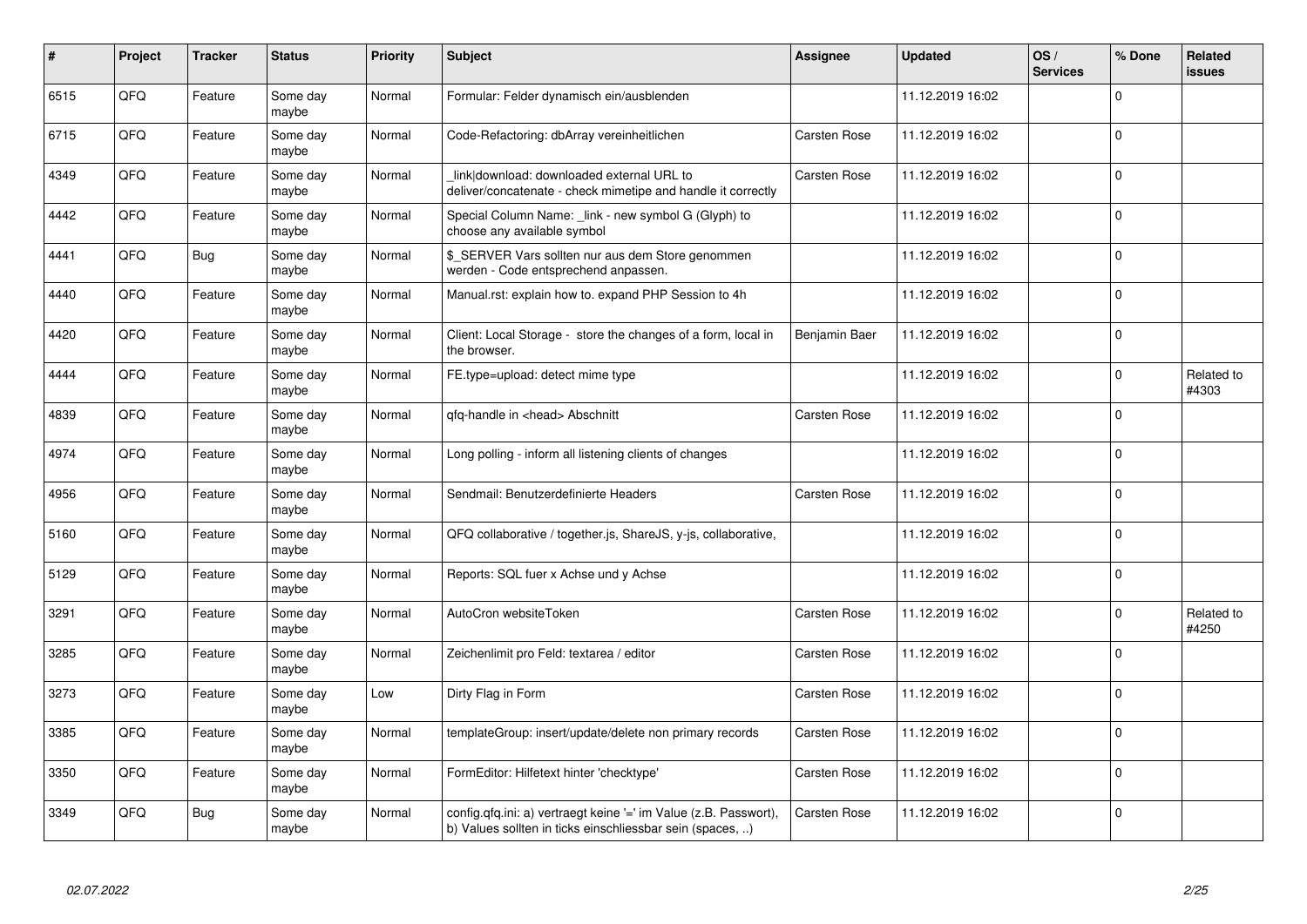| # | Project | Tracker | Status | Priority | Subject | Assignee | Updated | OS / Services | % Done | Related issues |
|---|---|---|---|---|---|---|---|---|---|---|
| 6515 | QFQ | Feature | Some day maybe | Normal | Formular: Felder dynamisch ein/ausblenden | | 11.12.2019 16:02 | | 0 | |
| 6715 | QFQ | Feature | Some day maybe | Normal | Code-Refactoring: dbArray vereinheitlichen | Carsten Rose | 11.12.2019 16:02 | | 0 | |
| 4349 | QFQ | Feature | Some day maybe | Normal | _link\|download: downloaded external URL to deliver/concatenate - check mimetipe and handle it correctly | Carsten Rose | 11.12.2019 16:02 | | 0 | |
| 4442 | QFQ | Feature | Some day maybe | Normal | Special Column Name: _link - new symbol G (Glyph) to choose any available symbol | | 11.12.2019 16:02 | | 0 | |
| 4441 | QFQ | Bug | Some day maybe | Normal | $_SERVER Vars sollten nur aus dem Store genommen werden - Code entsprechend anpassen. | | 11.12.2019 16:02 | | 0 | |
| 4440 | QFQ | Feature | Some day maybe | Normal | Manual.rst: explain how to. expand PHP Session to 4h | | 11.12.2019 16:02 | | 0 | |
| 4420 | QFQ | Feature | Some day maybe | Normal | Client: Local Storage - store the changes of a form, local in the browser. | Benjamin Baer | 11.12.2019 16:02 | | 0 | |
| 4444 | QFQ | Feature | Some day maybe | Normal | FE.type=upload: detect mime type | | 11.12.2019 16:02 | | 0 | Related to #4303 |
| 4839 | QFQ | Feature | Some day maybe | Normal | qfq-handle in <head> Abschnitt | Carsten Rose | 11.12.2019 16:02 | | 0 | |
| 4974 | QFQ | Feature | Some day maybe | Normal | Long polling - inform all listening clients of changes | | 11.12.2019 16:02 | | 0 | |
| 4956 | QFQ | Feature | Some day maybe | Normal | Sendmail: Benutzerdefinierte Headers | Carsten Rose | 11.12.2019 16:02 | | 0 | |
| 5160 | QFQ | Feature | Some day maybe | Normal | QFQ collaborative / together.js, ShareJS, y-js, collaborative, | | 11.12.2019 16:02 | | 0 | |
| 5129 | QFQ | Feature | Some day maybe | Normal | Reports: SQL fuer x Achse und y Achse | | 11.12.2019 16:02 | | 0 | |
| 3291 | QFQ | Feature | Some day maybe | Normal | AutoCron websiteToken | Carsten Rose | 11.12.2019 16:02 | | 0 | Related to #4250 |
| 3285 | QFQ | Feature | Some day maybe | Normal | Zeichenlimit pro Feld: textarea / editor | Carsten Rose | 11.12.2019 16:02 | | 0 | |
| 3273 | QFQ | Feature | Some day maybe | Low | Dirty Flag in Form | Carsten Rose | 11.12.2019 16:02 | | 0 | |
| 3385 | QFQ | Feature | Some day maybe | Normal | templateGroup: insert/update/delete non primary records | Carsten Rose | 11.12.2019 16:02 | | 0 | |
| 3350 | QFQ | Feature | Some day maybe | Normal | FormEditor: Hilfetext hinter 'checktype' | Carsten Rose | 11.12.2019 16:02 | | 0 | |
| 3349 | QFQ | Bug | Some day maybe | Normal | config.qfq.ini: a) vertraegt keine '=' im Value (z.B. Passwort), b) Values sollten in ticks einschliessbar sein (spaces, ..) | Carsten Rose | 11.12.2019 16:02 | | 0 | |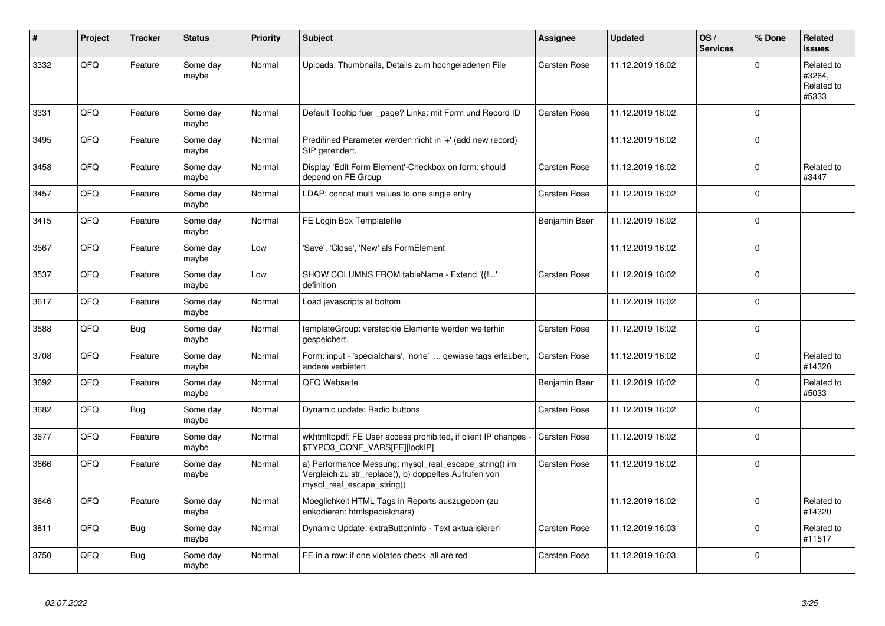| # | Project | Tracker | Status | Priority | Subject | Assignee | Updated | OS / Services | % Done | Related issues |
|---|---|---|---|---|---|---|---|---|---|---|
| 3332 | QFQ | Feature | Some day maybe | Normal | Uploads: Thumbnails, Details zum hochgeladenen File | Carsten Rose | 11.12.2019 16:02 | | 0 | Related to #3264, Related to #5333 |
| 3331 | QFQ | Feature | Some day maybe | Normal | Default Tooltip fuer _page? Links: mit Form und Record ID | Carsten Rose | 11.12.2019 16:02 | | 0 | |
| 3495 | QFQ | Feature | Some day maybe | Normal | Predifined Parameter werden nicht in '+' (add new record) SIP gerendert. | | 11.12.2019 16:02 | | 0 | |
| 3458 | QFQ | Feature | Some day maybe | Normal | Display 'Edit Form Element'-Checkbox on form: should depend on FE Group | Carsten Rose | 11.12.2019 16:02 | | 0 | Related to #3447 |
| 3457 | QFQ | Feature | Some day maybe | Normal | LDAP: concat multi values to one single entry | Carsten Rose | 11.12.2019 16:02 | | 0 | |
| 3415 | QFQ | Feature | Some day maybe | Normal | FE Login Box Templatefile | Benjamin Baer | 11.12.2019 16:02 | | 0 | |
| 3567 | QFQ | Feature | Some day maybe | Low | 'Save', 'Close', 'New' als FormElement | | 11.12.2019 16:02 | | 0 | |
| 3537 | QFQ | Feature | Some day maybe | Low | SHOW COLUMNS FROM tableName - Extend '{{!...' definition | Carsten Rose | 11.12.2019 16:02 | | 0 | |
| 3617 | QFQ | Feature | Some day maybe | Normal | Load javascripts at bottom | | 11.12.2019 16:02 | | 0 | |
| 3588 | QFQ | Bug | Some day maybe | Normal | templateGroup: versteckte Elemente werden weiterhin gespeichert. | Carsten Rose | 11.12.2019 16:02 | | 0 | |
| 3708 | QFQ | Feature | Some day maybe | Normal | Form: input - 'specialchars', 'none' ... gewisse tags erlauben, andere verbieten | Carsten Rose | 11.12.2019 16:02 | | 0 | Related to #14320 |
| 3692 | QFQ | Feature | Some day maybe | Normal | QFQ Webseite | Benjamin Baer | 11.12.2019 16:02 | | 0 | Related to #5033 |
| 3682 | QFQ | Bug | Some day maybe | Normal | Dynamic update: Radio buttons | Carsten Rose | 11.12.2019 16:02 | | 0 | |
| 3677 | QFQ | Feature | Some day maybe | Normal | wkhtmltopdf: FE User access prohibited, if client IP changes - $TYPO3_CONF_VARS[FE][lockIP] | Carsten Rose | 11.12.2019 16:02 | | 0 | |
| 3666 | QFQ | Feature | Some day maybe | Normal | a) Performance Messung: mysql_real_escape_string() im Vergleich zu str_replace(), b) doppeltes Aufrufen von mysql_real_escape_string() | Carsten Rose | 11.12.2019 16:02 | | 0 | |
| 3646 | QFQ | Feature | Some day maybe | Normal | Moeglichkeit HTML Tags in Reports auszugeben (zu enkodieren: htmlspecialchars) | | 11.12.2019 16:02 | | 0 | Related to #14320 |
| 3811 | QFQ | Bug | Some day maybe | Normal | Dynamic Update: extraButtonInfo - Text aktualisieren | Carsten Rose | 11.12.2019 16:03 | | 0 | Related to #11517 |
| 3750 | QFQ | Bug | Some day maybe | Normal | FE in a row: if one violates check, all are red | Carsten Rose | 11.12.2019 16:03 | | 0 | |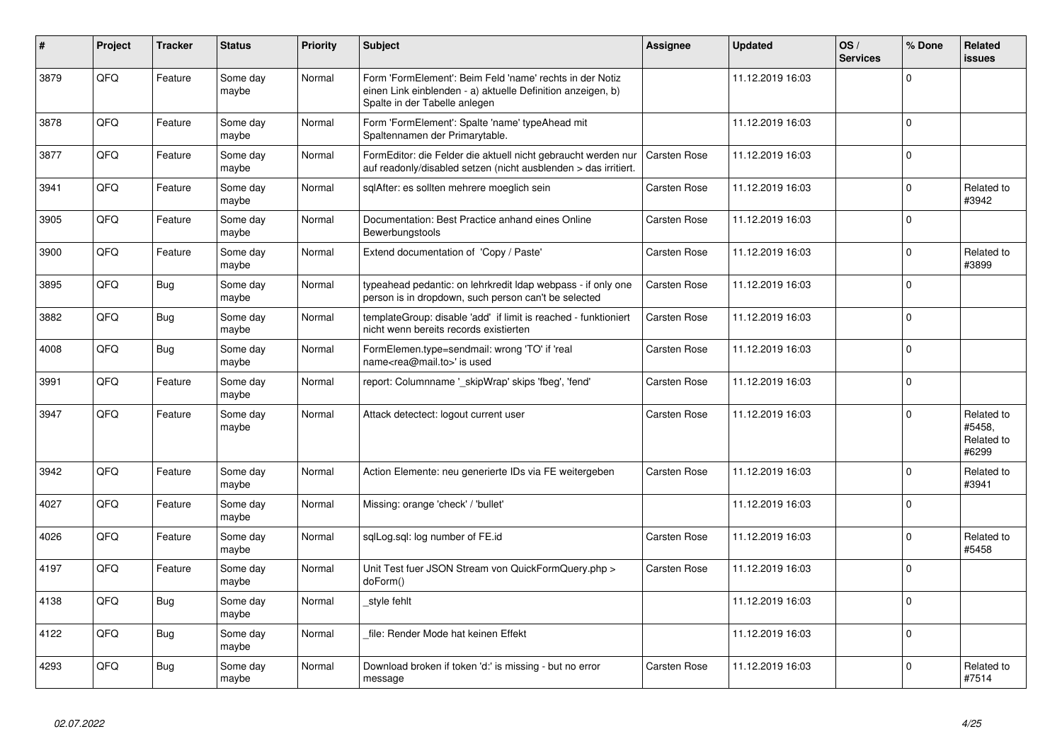| # | Project | Tracker | Status | Priority | Subject | Assignee | Updated | OS / Services | % Done | Related issues |
|---|---|---|---|---|---|---|---|---|---|---|
| 3879 | QFQ | Feature | Some day maybe | Normal | Form 'FormElement': Beim Feld 'name' rechts in der Notiz einen Link einblenden - a) aktuelle Definition anzeigen, b) Spalte in der Tabelle anlegen | | 11.12.2019 16:03 | | 0 | |
| 3878 | QFQ | Feature | Some day maybe | Normal | Form 'FormElement': Spalte 'name' typeAhead mit Spaltennamen der Primarytable. | | 11.12.2019 16:03 | | 0 | |
| 3877 | QFQ | Feature | Some day maybe | Normal | FormEditor: die Felder die aktuell nicht gebraucht werden nur auf readonly/disabled setzen (nicht ausblenden > das irritiert. | Carsten Rose | 11.12.2019 16:03 | | 0 | |
| 3941 | QFQ | Feature | Some day maybe | Normal | sqlAfter: es sollten mehrere moeglich sein | Carsten Rose | 11.12.2019 16:03 | | 0 | Related to #3942 |
| 3905 | QFQ | Feature | Some day maybe | Normal | Documentation: Best Practice anhand eines Online Bewerbungstools | Carsten Rose | 11.12.2019 16:03 | | 0 | |
| 3900 | QFQ | Feature | Some day maybe | Normal | Extend documentation of 'Copy / Paste' | Carsten Rose | 11.12.2019 16:03 | | 0 | Related to #3899 |
| 3895 | QFQ | Bug | Some day maybe | Normal | typeahead pedantic: on lehrkredit ldap webpass - if only one person is in dropdown, such person can't be selected | Carsten Rose | 11.12.2019 16:03 | | 0 | |
| 3882 | QFQ | Bug | Some day maybe | Normal | templateGroup: disable 'add' if limit is reached - funktioniert nicht wenn bereits records existierten | Carsten Rose | 11.12.2019 16:03 | | 0 | |
| 4008 | QFQ | Bug | Some day maybe | Normal | FormElemen.type=sendmail: wrong 'TO' if 'real name<rea@mail.to>' is used | Carsten Rose | 11.12.2019 16:03 | | 0 | |
| 3991 | QFQ | Feature | Some day maybe | Normal | report: Columnname '_skipWrap' skips 'fbeg', 'fend' | Carsten Rose | 11.12.2019 16:03 | | 0 | |
| 3947 | QFQ | Feature | Some day maybe | Normal | Attack detectect: logout current user | Carsten Rose | 11.12.2019 16:03 | | 0 | Related to #5458, Related to #6299 |
| 3942 | QFQ | Feature | Some day maybe | Normal | Action Elemente: neu generierte IDs via FE weitergeben | Carsten Rose | 11.12.2019 16:03 | | 0 | Related to #3941 |
| 4027 | QFQ | Feature | Some day maybe | Normal | Missing: orange 'check' / 'bullet' | | 11.12.2019 16:03 | | 0 | |
| 4026 | QFQ | Feature | Some day maybe | Normal | sqlLog.sql: log number of FE.id | Carsten Rose | 11.12.2019 16:03 | | 0 | Related to #5458 |
| 4197 | QFQ | Feature | Some day maybe | Normal | Unit Test fuer JSON Stream von QuickFormQuery.php > doForm() | Carsten Rose | 11.12.2019 16:03 | | 0 | |
| 4138 | QFQ | Bug | Some day maybe | Normal | _style fehlt | | 11.12.2019 16:03 | | 0 | |
| 4122 | QFQ | Bug | Some day maybe | Normal | _file: Render Mode hat keinen Effekt | | 11.12.2019 16:03 | | 0 | |
| 4293 | QFQ | Bug | Some day maybe | Normal | Download broken if token 'd:' is missing - but no error message | Carsten Rose | 11.12.2019 16:03 | | 0 | Related to #7514 |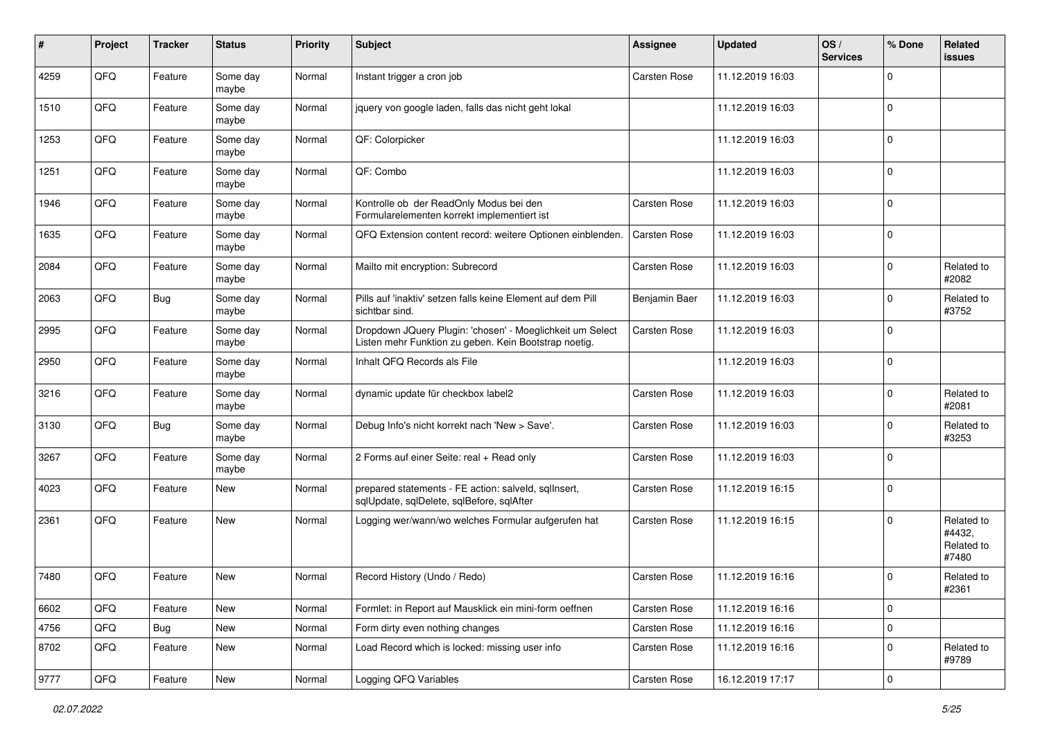| # | Project | Tracker | Status | Priority | Subject | Assignee | Updated | OS / Services | % Done | Related issues |
|---|---|---|---|---|---|---|---|---|---|---|
| 4259 | QFQ | Feature | Some day maybe | Normal | Instant trigger a cron job | Carsten Rose | 11.12.2019 16:03 | | 0 | |
| 1510 | QFQ | Feature | Some day maybe | Normal | jquery von google laden, falls das nicht geht lokal | | 11.12.2019 16:03 | | 0 | |
| 1253 | QFQ | Feature | Some day maybe | Normal | QF: Colorpicker | | 11.12.2019 16:03 | | 0 | |
| 1251 | QFQ | Feature | Some day maybe | Normal | QF: Combo | | 11.12.2019 16:03 | | 0 | |
| 1946 | QFQ | Feature | Some day maybe | Normal | Kontrolle ob der ReadOnly Modus bei den Formularelementen korrekt implementiert ist | Carsten Rose | 11.12.2019 16:03 | | 0 | |
| 1635 | QFQ | Feature | Some day maybe | Normal | QFQ Extension content record: weitere Optionen einblenden. | Carsten Rose | 11.12.2019 16:03 | | 0 | |
| 2084 | QFQ | Feature | Some day maybe | Normal | Mailto mit encryption: Subrecord | Carsten Rose | 11.12.2019 16:03 | | 0 | Related to #2082 |
| 2063 | QFQ | Bug | Some day maybe | Normal | Pills auf 'inaktiv' setzen falls keine Element auf dem Pill sichtbar sind. | Benjamin Baer | 11.12.2019 16:03 | | 0 | Related to #3752 |
| 2995 | QFQ | Feature | Some day maybe | Normal | Dropdown JQuery Plugin: 'chosen' - Moeglichkeit um Select Listen mehr Funktion zu geben. Kein Bootstrap noetig. | Carsten Rose | 11.12.2019 16:03 | | 0 | |
| 2950 | QFQ | Feature | Some day maybe | Normal | Inhalt QFQ Records als File | | 11.12.2019 16:03 | | 0 | |
| 3216 | QFQ | Feature | Some day maybe | Normal | dynamic update für checkbox label2 | Carsten Rose | 11.12.2019 16:03 | | 0 | Related to #2081 |
| 3130 | QFQ | Bug | Some day maybe | Normal | Debug Info's nicht korrekt nach 'New > Save'. | Carsten Rose | 11.12.2019 16:03 | | 0 | Related to #3253 |
| 3267 | QFQ | Feature | Some day maybe | Normal | 2 Forms auf einer Seite: real + Read only | Carsten Rose | 11.12.2019 16:03 | | 0 | |
| 4023 | QFQ | Feature | New | Normal | prepared statements - FE action: salveld, sqlInsert, sqlUpdate, sqlDelete, sqlBefore, sqlAfter | Carsten Rose | 11.12.2019 16:15 | | 0 | |
| 2361 | QFQ | Feature | New | Normal | Logging wer/wann/wo welches Formular aufgerufen hat | Carsten Rose | 11.12.2019 16:15 | | 0 | Related to #4432, Related to #7480 |
| 7480 | QFQ | Feature | New | Normal | Record History (Undo / Redo) | Carsten Rose | 11.12.2019 16:16 | | 0 | Related to #2361 |
| 6602 | QFQ | Feature | New | Normal | Formlet: in Report auf Mausklick ein mini-form oeffnen | Carsten Rose | 11.12.2019 16:16 | | 0 | |
| 4756 | QFQ | Bug | New | Normal | Form dirty even nothing changes | Carsten Rose | 11.12.2019 16:16 | | 0 | |
| 8702 | QFQ | Feature | New | Normal | Load Record which is locked: missing user info | Carsten Rose | 11.12.2019 16:16 | | 0 | Related to #9789 |
| 9777 | QFQ | Feature | New | Normal | Logging QFQ Variables | Carsten Rose | 16.12.2019 17:17 | | 0 | |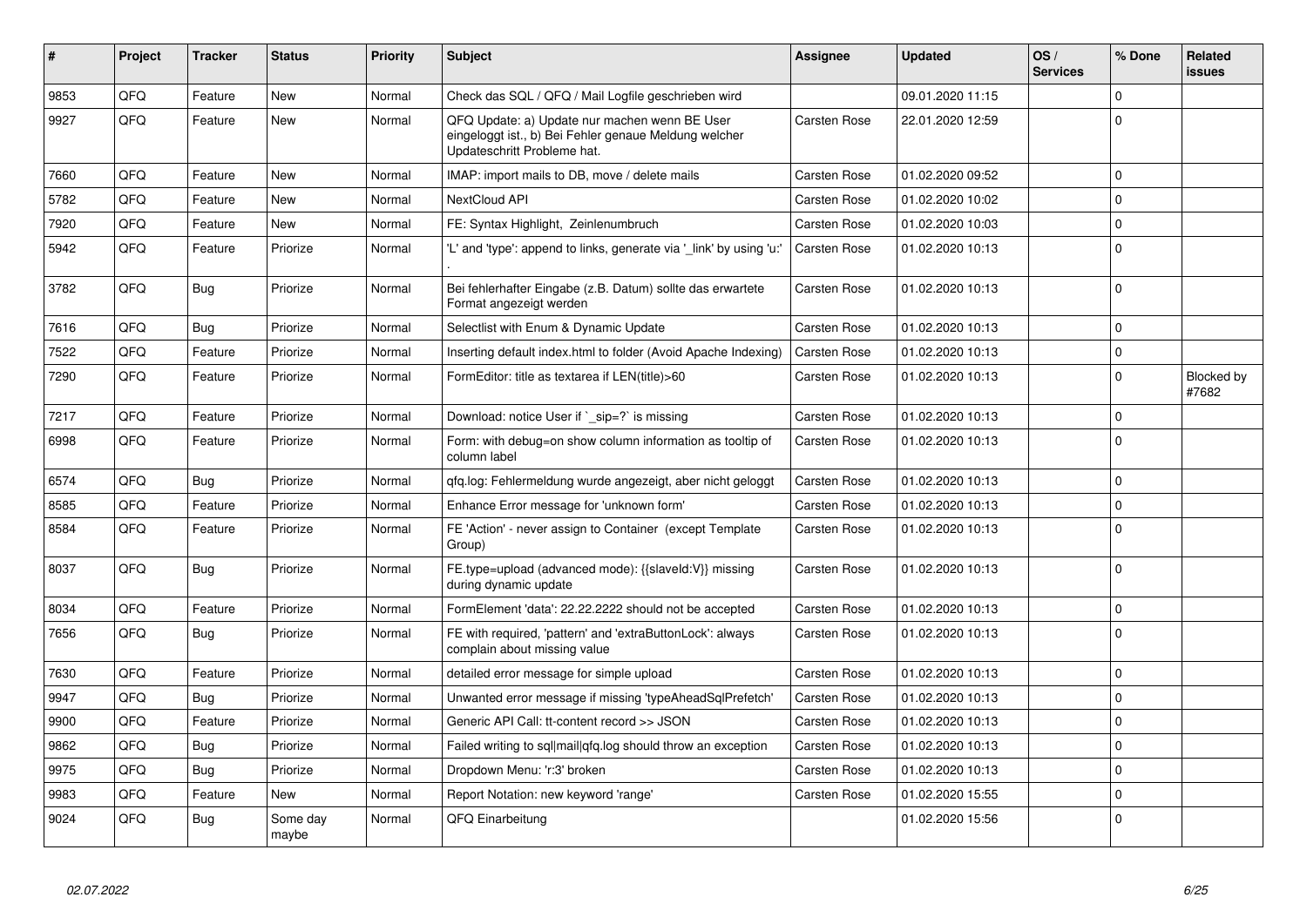| # | Project | Tracker | Status | Priority | Subject | Assignee | Updated | OS / Services | % Done | Related issues |
|---|---|---|---|---|---|---|---|---|---|---|
| 9853 | QFQ | Feature | New | Normal | Check das SQL / QFQ / Mail Logfile geschrieben wird | | 09.01.2020 11:15 | | 0 | |
| 9927 | QFQ | Feature | New | Normal | QFQ Update: a) Update nur machen wenn BE User eingeloggt ist., b) Bei Fehler genaue Meldung welcher Updateschritt Probleme hat. | Carsten Rose | 22.01.2020 12:59 | | 0 | |
| 7660 | QFQ | Feature | New | Normal | IMAP: import mails to DB, move / delete mails | Carsten Rose | 01.02.2020 09:52 | | 0 | |
| 5782 | QFQ | Feature | New | Normal | NextCloud API | Carsten Rose | 01.02.2020 10:02 | | 0 | |
| 7920 | QFQ | Feature | New | Normal | FE: Syntax Highlight, Zeinlenumbruch | Carsten Rose | 01.02.2020 10:03 | | 0 | |
| 5942 | QFQ | Feature | Priorize | Normal | 'L' and 'type': append to links, generate via '_link' by using 'u:' . | Carsten Rose | 01.02.2020 10:13 | | 0 | |
| 3782 | QFQ | Bug | Priorize | Normal | Bei fehlerhafter Eingabe (z.B. Datum) sollte das erwartete Format angezeigt werden | Carsten Rose | 01.02.2020 10:13 | | 0 | |
| 7616 | QFQ | Bug | Priorize | Normal | Selectlist with Enum & Dynamic Update | Carsten Rose | 01.02.2020 10:13 | | 0 | |
| 7522 | QFQ | Feature | Priorize | Normal | Inserting default index.html to folder (Avoid Apache Indexing) | Carsten Rose | 01.02.2020 10:13 | | 0 | |
| 7290 | QFQ | Feature | Priorize | Normal | FormEditor: title as textarea if LEN(title)>60 | Carsten Rose | 01.02.2020 10:13 | | 0 | Blocked by #7682 |
| 7217 | QFQ | Feature | Priorize | Normal | Download: notice User if `_sip=?` is missing | Carsten Rose | 01.02.2020 10:13 | | 0 | |
| 6998 | QFQ | Feature | Priorize | Normal | Form: with debug=on show column information as tooltip of column label | Carsten Rose | 01.02.2020 10:13 | | 0 | |
| 6574 | QFQ | Bug | Priorize | Normal | qfq.log: Fehlermeldung wurde angezeigt, aber nicht geloggt | Carsten Rose | 01.02.2020 10:13 | | 0 | |
| 8585 | QFQ | Feature | Priorize | Normal | Enhance Error message for 'unknown form' | Carsten Rose | 01.02.2020 10:13 | | 0 | |
| 8584 | QFQ | Feature | Priorize | Normal | FE 'Action' - never assign to Container (except Template Group) | Carsten Rose | 01.02.2020 10:13 | | 0 | |
| 8037 | QFQ | Bug | Priorize | Normal | FE.type=upload (advanced mode): {{slaveId:V}} missing during dynamic update | Carsten Rose | 01.02.2020 10:13 | | 0 | |
| 8034 | QFQ | Feature | Priorize | Normal | FormElement 'data': 22.22.2222 should not be accepted | Carsten Rose | 01.02.2020 10:13 | | 0 | |
| 7656 | QFQ | Bug | Priorize | Normal | FE with required, 'pattern' and 'extraButtonLock': always complain about missing value | Carsten Rose | 01.02.2020 10:13 | | 0 | |
| 7630 | QFQ | Feature | Priorize | Normal | detailed error message for simple upload | Carsten Rose | 01.02.2020 10:13 | | 0 | |
| 9947 | QFQ | Bug | Priorize | Normal | Unwanted error message if missing 'typeAheadSqlPrefetch' | Carsten Rose | 01.02.2020 10:13 | | 0 | |
| 9900 | QFQ | Feature | Priorize | Normal | Generic API Call: tt-content record >> JSON | Carsten Rose | 01.02.2020 10:13 | | 0 | |
| 9862 | QFQ | Bug | Priorize | Normal | Failed writing to sql\|mail\|qfq.log should throw an exception | Carsten Rose | 01.02.2020 10:13 | | 0 | |
| 9975 | QFQ | Bug | Priorize | Normal | Dropdown Menu: 'r:3' broken | Carsten Rose | 01.02.2020 10:13 | | 0 | |
| 9983 | QFQ | Feature | New | Normal | Report Notation: new keyword 'range' | Carsten Rose | 01.02.2020 15:55 | | 0 | |
| 9024 | QFQ | Bug | Some day maybe | Normal | QFQ Einarbeitung | | 01.02.2020 15:56 | | 0 | |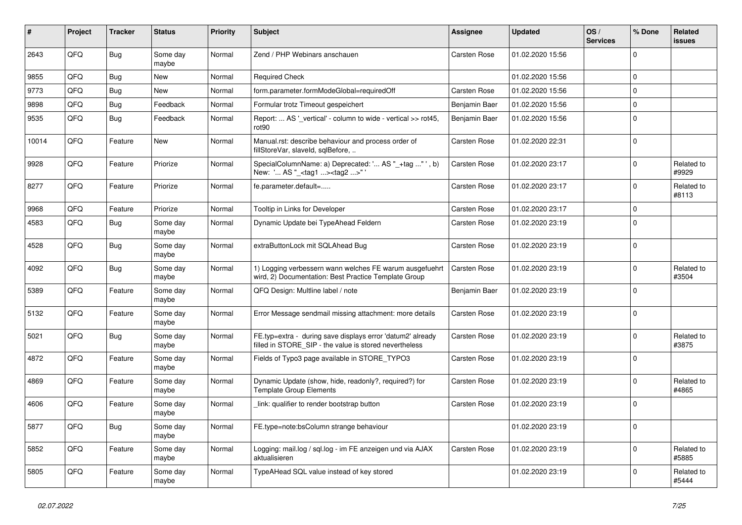| # | Project | Tracker | Status | Priority | Subject | Assignee | Updated | OS / Services | % Done | Related issues |
|---|---|---|---|---|---|---|---|---|---|---|
| 2643 | QFQ | Bug | Some day maybe | Normal | Zend / PHP Webinars anschauen | Carsten Rose | 01.02.2020 15:56 | | 0 | |
| 9855 | QFQ | Bug | New | Normal | Required Check | | 01.02.2020 15:56 | | 0 | |
| 9773 | QFQ | Bug | New | Normal | form.parameter.formModeGlobal=requiredOff | Carsten Rose | 01.02.2020 15:56 | | 0 | |
| 9898 | QFQ | Bug | Feedback | Normal | Formular trotz Timeout gespeichert | Benjamin Baer | 01.02.2020 15:56 | | 0 | |
| 9535 | QFQ | Bug | Feedback | Normal | Report: ... AS '_vertical' - column to wide - vertical >> rot45, rot90 | Benjamin Baer | 01.02.2020 15:56 | | 0 | |
| 10014 | QFQ | Feature | New | Normal | Manual.rst: describe behaviour and process order of fillStoreVar, slaveId, sqlBefore, .. | Carsten Rose | 01.02.2020 22:31 | | 0 | |
| 9928 | QFQ | Feature | Priorize | Normal | SpecialColumnName: a) Deprecated: '... AS "_+tag ..." ', b) New: '... AS "_<tag1 ...><tag2 ...>" ' | Carsten Rose | 01.02.2020 23:17 | | 0 | Related to #9929 |
| 8277 | QFQ | Feature | Priorize | Normal | fe.parameter.default=..... | Carsten Rose | 01.02.2020 23:17 | | 0 | Related to #8113 |
| 9968 | QFQ | Feature | Priorize | Normal | Tooltip in Links for Developer | Carsten Rose | 01.02.2020 23:17 | | 0 | |
| 4583 | QFQ | Bug | Some day maybe | Normal | Dynamic Update bei TypeAhead Feldern | Carsten Rose | 01.02.2020 23:19 | | 0 | |
| 4528 | QFQ | Bug | Some day maybe | Normal | extraButtonLock mit SQLAhead Bug | Carsten Rose | 01.02.2020 23:19 | | 0 | |
| 4092 | QFQ | Bug | Some day maybe | Normal | 1) Logging verbessern wann welches FE warum ausgefuehrt wird, 2) Documentation: Best Practice Template Group | Carsten Rose | 01.02.2020 23:19 | | 0 | Related to #3504 |
| 5389 | QFQ | Feature | Some day maybe | Normal | QFQ Design: Multline label / note | Benjamin Baer | 01.02.2020 23:19 | | 0 | |
| 5132 | QFQ | Feature | Some day maybe | Normal | Error Message sendmail missing attachment: more details | Carsten Rose | 01.02.2020 23:19 | | 0 | |
| 5021 | QFQ | Bug | Some day maybe | Normal | FE.typ=extra - during save displays error 'datum2' already filled in STORE_SIP - the value is stored nevertheless | Carsten Rose | 01.02.2020 23:19 | | 0 | Related to #3875 |
| 4872 | QFQ | Feature | Some day maybe | Normal | Fields of Typo3 page available in STORE_TYPO3 | Carsten Rose | 01.02.2020 23:19 | | 0 | |
| 4869 | QFQ | Feature | Some day maybe | Normal | Dynamic Update (show, hide, readonly?, required?) for Template Group Elements | Carsten Rose | 01.02.2020 23:19 | | 0 | Related to #4865 |
| 4606 | QFQ | Feature | Some day maybe | Normal | _link: qualifier to render bootstrap button | Carsten Rose | 01.02.2020 23:19 | | 0 | |
| 5877 | QFQ | Bug | Some day maybe | Normal | FE.type=note:bsColumn strange behaviour | | 01.02.2020 23:19 | | 0 | |
| 5852 | QFQ | Feature | Some day maybe | Normal | Logging: mail.log / sql.log - im FE anzeigen und via AJAX aktualisieren | Carsten Rose | 01.02.2020 23:19 | | 0 | Related to #5885 |
| 5805 | QFQ | Feature | Some day maybe | Normal | TypeAHead SQL value instead of key stored | | 01.02.2020 23:19 | | 0 | Related to #5444 |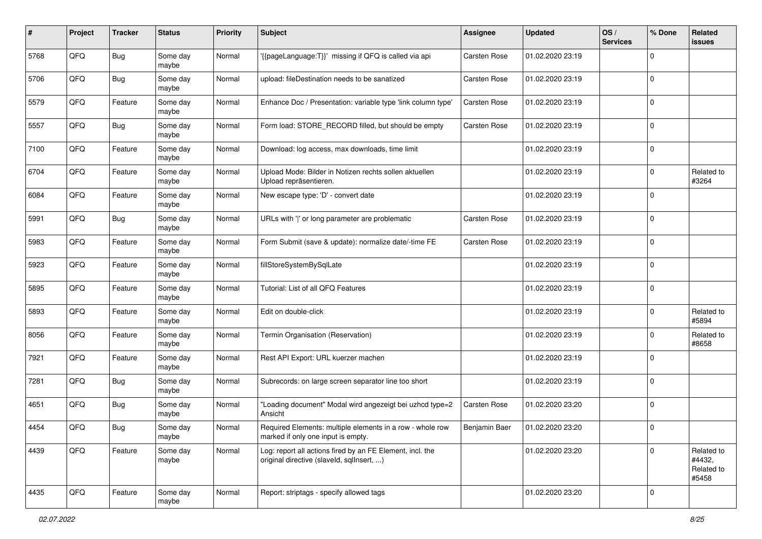| # | Project | Tracker | Status | Priority | Subject | Assignee | Updated | OS / Services | % Done | Related issues |
|---|---|---|---|---|---|---|---|---|---|---|
| 5768 | QFQ | Bug | Some day maybe | Normal | '{{pageLanguage:T}}' missing if QFQ is called via api | Carsten Rose | 01.02.2020 23:19 | | 0 | |
| 5706 | QFQ | Bug | Some day maybe | Normal | upload: fileDestination needs to be sanatized | Carsten Rose | 01.02.2020 23:19 | | 0 | |
| 5579 | QFQ | Feature | Some day maybe | Normal | Enhance Doc / Presentation: variable type 'link column type' | Carsten Rose | 01.02.2020 23:19 | | 0 | |
| 5557 | QFQ | Bug | Some day maybe | Normal | Form load: STORE_RECORD filled, but should be empty | Carsten Rose | 01.02.2020 23:19 | | 0 | |
| 7100 | QFQ | Feature | Some day maybe | Normal | Download: log access, max downloads, time limit | | 01.02.2020 23:19 | | 0 | |
| 6704 | QFQ | Feature | Some day maybe | Normal | Upload Mode: Bilder in Notizen rechts sollen aktuellen Upload repräsentieren. | | 01.02.2020 23:19 | | 0 | Related to #3264 |
| 6084 | QFQ | Feature | Some day maybe | Normal | New escape type: 'D' - convert date | | 01.02.2020 23:19 | | 0 | |
| 5991 | QFQ | Bug | Some day maybe | Normal | URLs with '|' or long parameter are problematic | Carsten Rose | 01.02.2020 23:19 | | 0 | |
| 5983 | QFQ | Feature | Some day maybe | Normal | Form Submit (save & update): normalize date/-time FE | Carsten Rose | 01.02.2020 23:19 | | 0 | |
| 5923 | QFQ | Feature | Some day maybe | Normal | fillStoreSystemBySqlLate | | 01.02.2020 23:19 | | 0 | |
| 5895 | QFQ | Feature | Some day maybe | Normal | Tutorial: List of all QFQ Features | | 01.02.2020 23:19 | | 0 | |
| 5893 | QFQ | Feature | Some day maybe | Normal | Edit on double-click | | 01.02.2020 23:19 | | 0 | Related to #5894 |
| 8056 | QFQ | Feature | Some day maybe | Normal | Termin Organisation (Reservation) | | 01.02.2020 23:19 | | 0 | Related to #8658 |
| 7921 | QFQ | Feature | Some day maybe | Normal | Rest API Export: URL kuerzer machen | | 01.02.2020 23:19 | | 0 | |
| 7281 | QFQ | Bug | Some day maybe | Normal | Subrecords: on large screen separator line too short | | 01.02.2020 23:19 | | 0 | |
| 4651 | QFQ | Bug | Some day maybe | Normal | "Loading document" Modal wird angezeigt bei uzhcd type=2 Ansicht | Carsten Rose | 01.02.2020 23:20 | | 0 | |
| 4454 | QFQ | Bug | Some day maybe | Normal | Required Elements: multiple elements in a row - whole row marked if only one input is empty. | Benjamin Baer | 01.02.2020 23:20 | | 0 | |
| 4439 | QFQ | Feature | Some day maybe | Normal | Log: report all actions fired by an FE Element, incl. the original directive (slaveId, sqlInsert, ...) | | 01.02.2020 23:20 | | 0 | Related to #4432, Related to #5458 |
| 4435 | QFQ | Feature | Some day maybe | Normal | Report: striptags - specify allowed tags | | 01.02.2020 23:20 | | 0 | |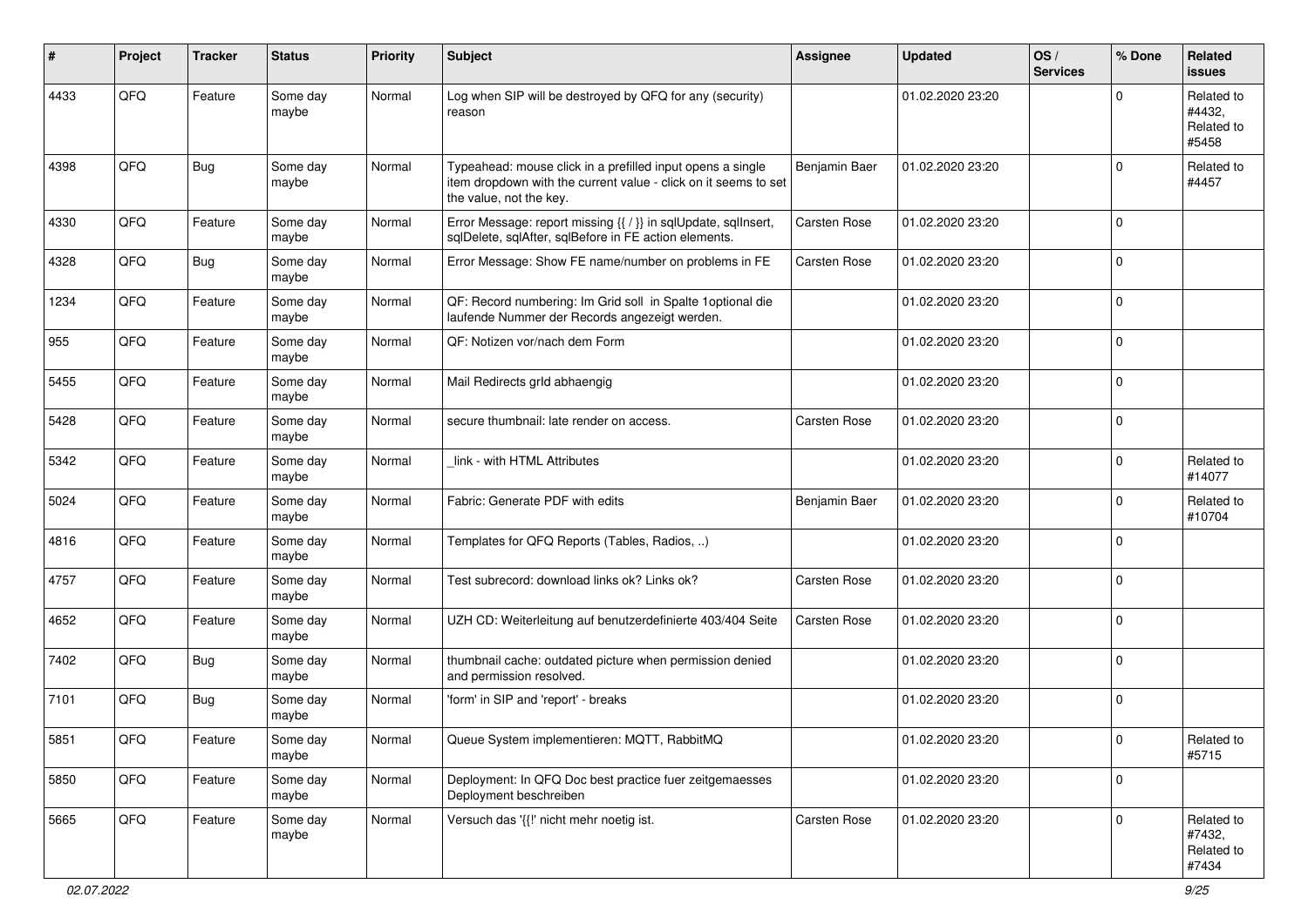| # | Project | Tracker | Status | Priority | Subject | Assignee | Updated | OS / Services | % Done | Related issues |
|---|---|---|---|---|---|---|---|---|---|---|
| 4433 | QFQ | Feature | Some day maybe | Normal | Log when SIP will be destroyed by QFQ for any (security) reason | | 01.02.2020 23:20 | | 0 | Related to #4432, Related to #5458 |
| 4398 | QFQ | Bug | Some day maybe | Normal | Typeahead: mouse click in a prefilled input opens a single item dropdown with the current value - click on it seems to set the value, not the key. | Benjamin Baer | 01.02.2020 23:20 | | 0 | Related to #4457 |
| 4330 | QFQ | Feature | Some day maybe | Normal | Error Message: report missing {{ / }} in sqlUpdate, sqlInsert, sqlDelete, sqlAfter, sqlBefore in FE action elements. | Carsten Rose | 01.02.2020 23:20 | | 0 | |
| 4328 | QFQ | Bug | Some day maybe | Normal | Error Message: Show FE name/number on problems in FE | Carsten Rose | 01.02.2020 23:20 | | 0 | |
| 1234 | QFQ | Feature | Some day maybe | Normal | QF: Record numbering: Im Grid soll in Spalte 1optional die laufende Nummer der Records angezeigt werden. | | 01.02.2020 23:20 | | 0 | |
| 955 | QFQ | Feature | Some day maybe | Normal | QF: Notizen vor/nach dem Form | | 01.02.2020 23:20 | | 0 | |
| 5455 | QFQ | Feature | Some day maybe | Normal | Mail Redirects grId abhaengig | | 01.02.2020 23:20 | | 0 | |
| 5428 | QFQ | Feature | Some day maybe | Normal | secure thumbnail: late render on access. | Carsten Rose | 01.02.2020 23:20 | | 0 | |
| 5342 | QFQ | Feature | Some day maybe | Normal | _link - with HTML Attributes | | 01.02.2020 23:20 | | 0 | Related to #14077 |
| 5024 | QFQ | Feature | Some day maybe | Normal | Fabric: Generate PDF with edits | Benjamin Baer | 01.02.2020 23:20 | | 0 | Related to #10704 |
| 4816 | QFQ | Feature | Some day maybe | Normal | Templates for QFQ Reports (Tables, Radios, ..) | | 01.02.2020 23:20 | | 0 | |
| 4757 | QFQ | Feature | Some day maybe | Normal | Test subrecord: download links ok? Links ok? | Carsten Rose | 01.02.2020 23:20 | | 0 | |
| 4652 | QFQ | Feature | Some day maybe | Normal | UZH CD: Weiterleitung auf benutzerdefinierte 403/404 Seite | Carsten Rose | 01.02.2020 23:20 | | 0 | |
| 7402 | QFQ | Bug | Some day maybe | Normal | thumbnail cache: outdated picture when permission denied and permission resolved. | | 01.02.2020 23:20 | | 0 | |
| 7101 | QFQ | Bug | Some day maybe | Normal | 'form' in SIP and 'report' - breaks | | 01.02.2020 23:20 | | 0 | |
| 5851 | QFQ | Feature | Some day maybe | Normal | Queue System implementieren: MQTT, RabbitMQ | | 01.02.2020 23:20 | | 0 | Related to #5715 |
| 5850 | QFQ | Feature | Some day maybe | Normal | Deployment: In QFQ Doc best practice fuer zeitgemaesses Deployment beschreiben | | 01.02.2020 23:20 | | 0 | |
| 5665 | QFQ | Feature | Some day maybe | Normal | Versuch das '{{!' nicht mehr noetig ist. | Carsten Rose | 01.02.2020 23:20 | | 0 | Related to #7432, Related to #7434 |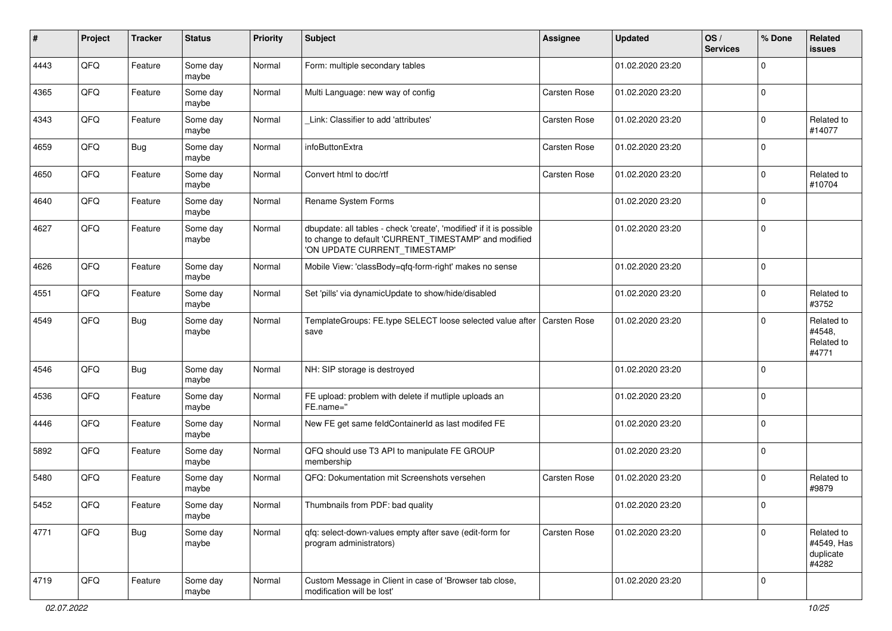| # | Project | Tracker | Status | Priority | Subject | Assignee | Updated | OS / Services | % Done | Related issues |
|---|---|---|---|---|---|---|---|---|---|---|
| 4443 | QFQ | Feature | Some day maybe | Normal | Form: multiple secondary tables | | 01.02.2020 23:20 | | 0 | |
| 4365 | QFQ | Feature | Some day maybe | Normal | Multi Language: new way of config | Carsten Rose | 01.02.2020 23:20 | | 0 | |
| 4343 | QFQ | Feature | Some day maybe | Normal | _Link: Classifier to add 'attributes' | Carsten Rose | 01.02.2020 23:20 | | 0 | Related to #14077 |
| 4659 | QFQ | Bug | Some day maybe | Normal | infoButtonExtra | Carsten Rose | 01.02.2020 23:20 | | 0 | |
| 4650 | QFQ | Feature | Some day maybe | Normal | Convert html to doc/rtf | Carsten Rose | 01.02.2020 23:20 | | 0 | Related to #10704 |
| 4640 | QFQ | Feature | Some day maybe | Normal | Rename System Forms | | 01.02.2020 23:20 | | 0 | |
| 4627 | QFQ | Feature | Some day maybe | Normal | dbupdate: all tables - check 'create', 'modified' if it is possible to change to default 'CURRENT_TIMESTAMP' and modified 'ON UPDATE CURRENT_TIMESTAMP' | | 01.02.2020 23:20 | | 0 | |
| 4626 | QFQ | Feature | Some day maybe | Normal | Mobile View: 'classBody=qfq-form-right' makes no sense | | 01.02.2020 23:20 | | 0 | |
| 4551 | QFQ | Feature | Some day maybe | Normal | Set 'pills' via dynamicUpdate to show/hide/disabled | | 01.02.2020 23:20 | | 0 | Related to #3752 |
| 4549 | QFQ | Bug | Some day maybe | Normal | TemplateGroups: FE.type SELECT loose selected value after save | Carsten Rose | 01.02.2020 23:20 | | 0 | Related to #4548, Related to #4771 |
| 4546 | QFQ | Bug | Some day maybe | Normal | NH: SIP storage is destroyed | | 01.02.2020 23:20 | | 0 | |
| 4536 | QFQ | Feature | Some day maybe | Normal | FE upload: problem with delete if mutliple uploads an FE.name='' | | 01.02.2020 23:20 | | 0 | |
| 4446 | QFQ | Feature | Some day maybe | Normal | New FE get same feldContainerId as last modifed FE | | 01.02.2020 23:20 | | 0 | |
| 5892 | QFQ | Feature | Some day maybe | Normal | QFQ should use T3 API to manipulate FE GROUP membership | | 01.02.2020 23:20 | | 0 | |
| 5480 | QFQ | Feature | Some day maybe | Normal | QFQ: Dokumentation mit Screenshots versehen | Carsten Rose | 01.02.2020 23:20 | | 0 | Related to #9879 |
| 5452 | QFQ | Feature | Some day maybe | Normal | Thumbnails from PDF: bad quality | | 01.02.2020 23:20 | | 0 | |
| 4771 | QFQ | Bug | Some day maybe | Normal | qfq: select-down-values empty after save (edit-form for program administrators) | Carsten Rose | 01.02.2020 23:20 | | 0 | Related to #4549, Has duplicate #4282 |
| 4719 | QFQ | Feature | Some day maybe | Normal | Custom Message in Client in case of 'Browser tab close, modification will be lost' | | 01.02.2020 23:20 | | 0 | |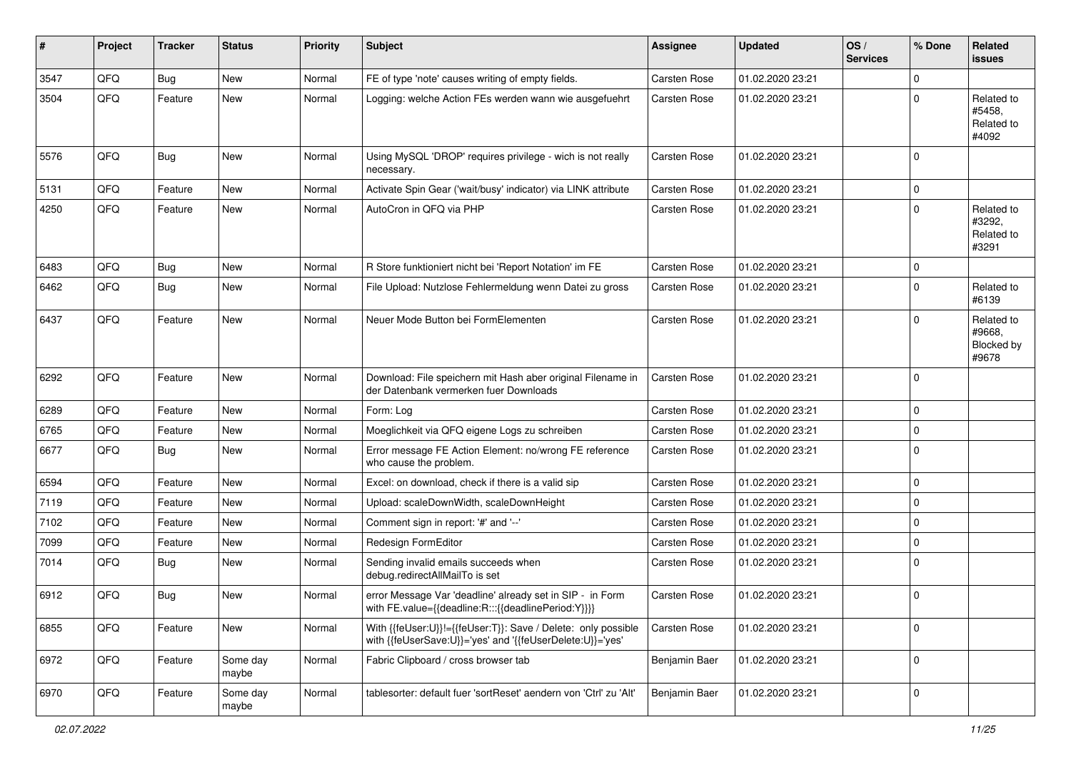| # | Project | Tracker | Status | Priority | Subject | Assignee | Updated | OS / Services | % Done | Related issues |
|---|---|---|---|---|---|---|---|---|---|---|
| 3547 | QFQ | Bug | New | Normal | FE of type 'note' causes writing of empty fields. | Carsten Rose | 01.02.2020 23:21 | | 0 | |
| 3504 | QFQ | Feature | New | Normal | Logging: welche Action FEs werden wann wie ausgefuehrt | Carsten Rose | 01.02.2020 23:21 | | 0 | Related to #5458, Related to #4092 |
| 5576 | QFQ | Bug | New | Normal | Using MySQL 'DROP' requires privilege - wich is not really necessary. | Carsten Rose | 01.02.2020 23:21 | | 0 | |
| 5131 | QFQ | Feature | New | Normal | Activate Spin Gear ('wait/busy' indicator) via LINK attribute | Carsten Rose | 01.02.2020 23:21 | | 0 | |
| 4250 | QFQ | Feature | New | Normal | AutoCron in QFQ via PHP | Carsten Rose | 01.02.2020 23:21 | | 0 | Related to #3292, Related to #3291 |
| 6483 | QFQ | Bug | New | Normal | R Store funktioniert nicht bei 'Report Notation' im FE | Carsten Rose | 01.02.2020 23:21 | | 0 | |
| 6462 | QFQ | Bug | New | Normal | File Upload: Nutzlose Fehlermeldung wenn Datei zu gross | Carsten Rose | 01.02.2020 23:21 | | 0 | Related to #6139 |
| 6437 | QFQ | Feature | New | Normal | Neuer Mode Button bei FormElementen | Carsten Rose | 01.02.2020 23:21 | | 0 | Related to #9668, Blocked by #9678 |
| 6292 | QFQ | Feature | New | Normal | Download: File speichern mit Hash aber original Filename in der Datenbank vermerken fuer Downloads | Carsten Rose | 01.02.2020 23:21 | | 0 | |
| 6289 | QFQ | Feature | New | Normal | Form: Log | Carsten Rose | 01.02.2020 23:21 | | 0 | |
| 6765 | QFQ | Feature | New | Normal | Moeglichkeit via QFQ eigene Logs zu schreiben | Carsten Rose | 01.02.2020 23:21 | | 0 | |
| 6677 | QFQ | Bug | New | Normal | Error message FE Action Element: no/wrong FE reference who cause the problem. | Carsten Rose | 01.02.2020 23:21 | | 0 | |
| 6594 | QFQ | Feature | New | Normal | Excel: on download, check if there is a valid sip | Carsten Rose | 01.02.2020 23:21 | | 0 | |
| 7119 | QFQ | Feature | New | Normal | Upload: scaleDownWidth, scaleDownHeight | Carsten Rose | 01.02.2020 23:21 | | 0 | |
| 7102 | QFQ | Feature | New | Normal | Comment sign in report: '#' and '--' | Carsten Rose | 01.02.2020 23:21 | | 0 | |
| 7099 | QFQ | Feature | New | Normal | Redesign FormEditor | Carsten Rose | 01.02.2020 23:21 | | 0 | |
| 7014 | QFQ | Bug | New | Normal | Sending invalid emails succeeds when debug.redirectAllMailTo is set | Carsten Rose | 01.02.2020 23:21 | | 0 | |
| 6912 | QFQ | Bug | New | Normal | error Message Var 'deadline' already set in SIP - in Form with FE.value={{deadline:R:::{{deadlinePeriod:Y}}}} | Carsten Rose | 01.02.2020 23:21 | | 0 | |
| 6855 | QFQ | Feature | New | Normal | With {{feUser:U}}!={{feUser:T}}: Save / Delete: only possible with {{feUserSave:U}}='yes' and '{{feUserDelete:U}}='yes' | Carsten Rose | 01.02.2020 23:21 | | 0 | |
| 6972 | QFQ | Feature | Some day maybe | Normal | Fabric Clipboard / cross browser tab | Benjamin Baer | 01.02.2020 23:21 | | 0 | |
| 6970 | QFQ | Feature | Some day maybe | Normal | tablesorter: default fuer 'sortReset' aendern von 'Ctrl' zu 'Alt' | Benjamin Baer | 01.02.2020 23:21 | | 0 | |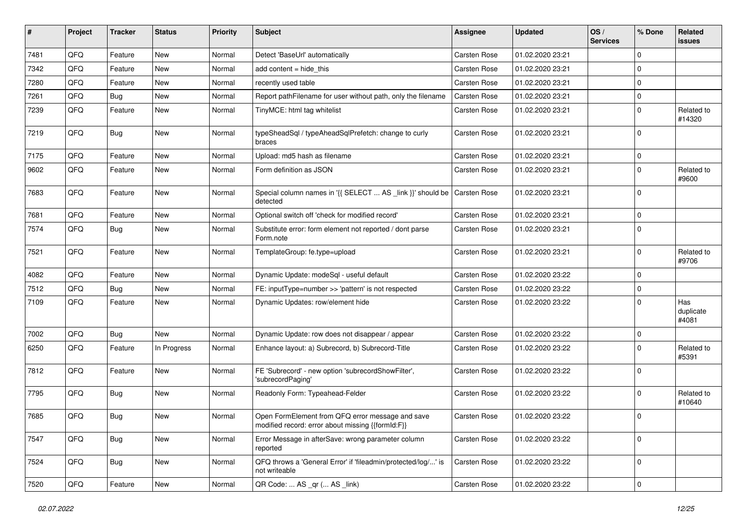| # | Project | Tracker | Status | Priority | Subject | Assignee | Updated | OS / Services | % Done | Related issues |
|---|---|---|---|---|---|---|---|---|---|---|
| 7481 | QFQ | Feature | New | Normal | Detect 'BaseUrl' automatically | Carsten Rose | 01.02.2020 23:21 | | 0 | |
| 7342 | QFQ | Feature | New | Normal | add content = hide_this | Carsten Rose | 01.02.2020 23:21 | | 0 | |
| 7280 | QFQ | Feature | New | Normal | recently used table | Carsten Rose | 01.02.2020 23:21 | | 0 | |
| 7261 | QFQ | Bug | New | Normal | Report pathFilename for user without path, only the filename | Carsten Rose | 01.02.2020 23:21 | | 0 | |
| 7239 | QFQ | Feature | New | Normal | TinyMCE: html tag whitelist | Carsten Rose | 01.02.2020 23:21 | | 0 | Related to #14320 |
| 7219 | QFQ | Bug | New | Normal | typeSheadSql / typeAheadSqlPrefetch: change to curly braces | Carsten Rose | 01.02.2020 23:21 | | 0 | |
| 7175 | QFQ | Feature | New | Normal | Upload: md5 hash as filename | Carsten Rose | 01.02.2020 23:21 | | 0 | |
| 9602 | QFQ | Feature | New | Normal | Form definition as JSON | Carsten Rose | 01.02.2020 23:21 | | 0 | Related to #9600 |
| 7683 | QFQ | Feature | New | Normal | Special column names in '{{ SELECT ... AS _link }}' should be detected | Carsten Rose | 01.02.2020 23:21 | | 0 | |
| 7681 | QFQ | Feature | New | Normal | Optional switch off 'check for modified record' | Carsten Rose | 01.02.2020 23:21 | | 0 | |
| 7574 | QFQ | Bug | New | Normal | Substitute error: form element not reported / dont parse Form.note | Carsten Rose | 01.02.2020 23:21 | | 0 | |
| 7521 | QFQ | Feature | New | Normal | TemplateGroup: fe.type=upload | Carsten Rose | 01.02.2020 23:21 | | 0 | Related to #9706 |
| 4082 | QFQ | Feature | New | Normal | Dynamic Update: modeSql - useful default | Carsten Rose | 01.02.2020 23:22 | | 0 | |
| 7512 | QFQ | Bug | New | Normal | FE: inputType=number >> 'pattern' is not respected | Carsten Rose | 01.02.2020 23:22 | | 0 | |
| 7109 | QFQ | Feature | New | Normal | Dynamic Updates: row/element hide | Carsten Rose | 01.02.2020 23:22 | | 0 | Has duplicate #4081 |
| 7002 | QFQ | Bug | New | Normal | Dynamic Update: row does not disappear / appear | Carsten Rose | 01.02.2020 23:22 | | 0 | |
| 6250 | QFQ | Feature | In Progress | Normal | Enhance layout: a) Subrecord, b) Subrecord-Title | Carsten Rose | 01.02.2020 23:22 | | 0 | Related to #5391 |
| 7812 | QFQ | Feature | New | Normal | FE 'Subrecord' - new option 'subrecordShowFilter', 'subrecordPaging' | Carsten Rose | 01.02.2020 23:22 | | 0 | |
| 7795 | QFQ | Bug | New | Normal | Readonly Form: Typeahead-Felder | Carsten Rose | 01.02.2020 23:22 | | 0 | Related to #10640 |
| 7685 | QFQ | Bug | New | Normal | Open FormElement from QFQ error message and save modified record: error about missing {{formId:F}} | Carsten Rose | 01.02.2020 23:22 | | 0 | |
| 7547 | QFQ | Bug | New | Normal | Error Message in afterSave: wrong parameter column reported | Carsten Rose | 01.02.2020 23:22 | | 0 | |
| 7524 | QFQ | Bug | New | Normal | QFQ throws a 'General Error' if 'fileadmin/protected/log/...' is not writeable | Carsten Rose | 01.02.2020 23:22 | | 0 | |
| 7520 | QFQ | Feature | New | Normal | QR Code: ... AS _qr ( ... AS _link) | Carsten Rose | 01.02.2020 23:22 | | 0 | |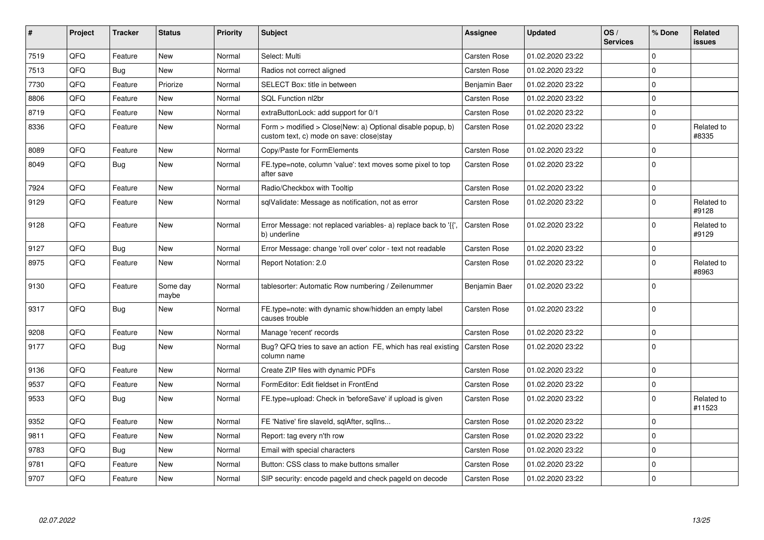| # | Project | Tracker | Status | Priority | Subject | Assignee | Updated | OS / Services | % Done | Related issues |
|---|---|---|---|---|---|---|---|---|---|---|
| 7519 | QFQ | Feature | New | Normal | Select: Multi | Carsten Rose | 01.02.2020 23:22 | | 0 | |
| 7513 | QFQ | Bug | New | Normal | Radios not correct aligned | Carsten Rose | 01.02.2020 23:22 | | 0 | |
| 7730 | QFQ | Feature | Priorize | Normal | SELECT Box: title in between | Benjamin Baer | 01.02.2020 23:22 | | 0 | |
| 8806 | QFQ | Feature | New | Normal | SQL Function nl2br | Carsten Rose | 01.02.2020 23:22 | | 0 | |
| 8719 | QFQ | Feature | New | Normal | extraButtonLock: add support for 0/1 | Carsten Rose | 01.02.2020 23:22 | | 0 | |
| 8336 | QFQ | Feature | New | Normal | Form > modified > Close\|New: a) Optional disable popup, b) custom text, c) mode on save: close\|stay | Carsten Rose | 01.02.2020 23:22 | | 0 | Related to #8335 |
| 8089 | QFQ | Feature | New | Normal | Copy/Paste for FormElements | Carsten Rose | 01.02.2020 23:22 | | 0 | |
| 8049 | QFQ | Bug | New | Normal | FE.type=note, column 'value': text moves some pixel to top after save | Carsten Rose | 01.02.2020 23:22 | | 0 | |
| 7924 | QFQ | Feature | New | Normal | Radio/Checkbox with Tooltip | Carsten Rose | 01.02.2020 23:22 | | 0 | |
| 9129 | QFQ | Feature | New | Normal | sqlValidate: Message as notification, not as error | Carsten Rose | 01.02.2020 23:22 | | 0 | Related to #9128 |
| 9128 | QFQ | Feature | New | Normal | Error Message: not replaced variables- a) replace back to '{{', b) underline | Carsten Rose | 01.02.2020 23:22 | | 0 | Related to #9129 |
| 9127 | QFQ | Bug | New | Normal | Error Message: change 'roll over' color - text not readable | Carsten Rose | 01.02.2020 23:22 | | 0 | |
| 8975 | QFQ | Feature | New | Normal | Report Notation: 2.0 | Carsten Rose | 01.02.2020 23:22 | | 0 | Related to #8963 |
| 9130 | QFQ | Feature | Some day maybe | Normal | tablesorter: Automatic Row numbering / Zeilenummer | Benjamin Baer | 01.02.2020 23:22 | | 0 | |
| 9317 | QFQ | Bug | New | Normal | FE.type=note: with dynamic show/hidden an empty label causes trouble | Carsten Rose | 01.02.2020 23:22 | | 0 | |
| 9208 | QFQ | Feature | New | Normal | Manage 'recent' records | Carsten Rose | 01.02.2020 23:22 | | 0 | |
| 9177 | QFQ | Bug | New | Normal | Bug? QFQ tries to save an action FE, which has real existing column name | Carsten Rose | 01.02.2020 23:22 | | 0 | |
| 9136 | QFQ | Feature | New | Normal | Create ZIP files with dynamic PDFs | Carsten Rose | 01.02.2020 23:22 | | 0 | |
| 9537 | QFQ | Feature | New | Normal | FormEditor: Edit fieldset in FrontEnd | Carsten Rose | 01.02.2020 23:22 | | 0 | |
| 9533 | QFQ | Bug | New | Normal | FE.type=upload: Check in 'beforeSave' if upload is given | Carsten Rose | 01.02.2020 23:22 | | 0 | Related to #11523 |
| 9352 | QFQ | Feature | New | Normal | FE 'Native' fire slaveId, sqlAfter, sqlIns... | Carsten Rose | 01.02.2020 23:22 | | 0 | |
| 9811 | QFQ | Feature | New | Normal | Report: tag every n'th row | Carsten Rose | 01.02.2020 23:22 | | 0 | |
| 9783 | QFQ | Bug | New | Normal | Email with special characters | Carsten Rose | 01.02.2020 23:22 | | 0 | |
| 9781 | QFQ | Feature | New | Normal | Button: CSS class to make buttons smaller | Carsten Rose | 01.02.2020 23:22 | | 0 | |
| 9707 | QFQ | Feature | New | Normal | SIP security: encode pageId and check pageId on decode | Carsten Rose | 01.02.2020 23:22 | | 0 | |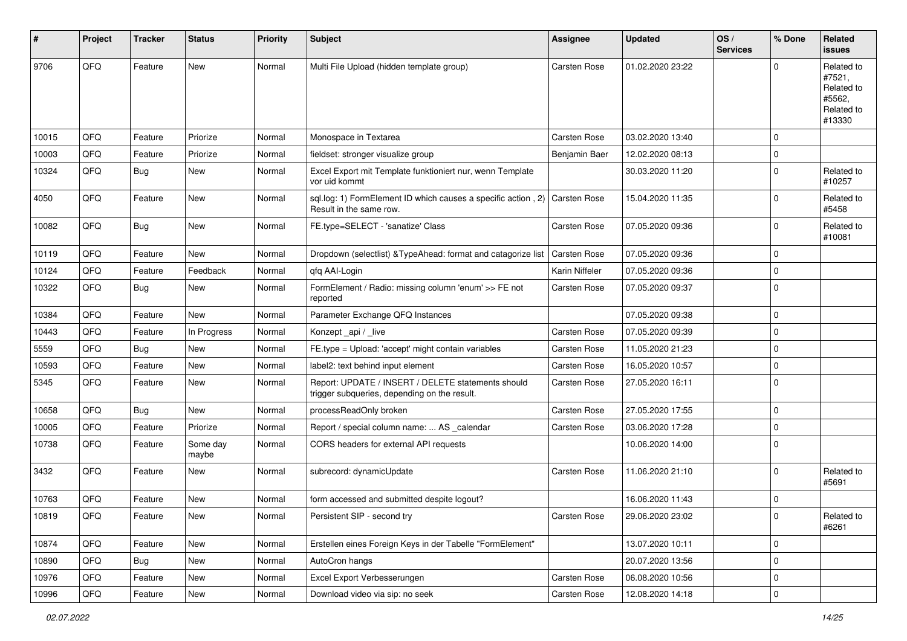| # | Project | Tracker | Status | Priority | Subject | Assignee | Updated | OS / Services | % Done | Related issues |
|---|---|---|---|---|---|---|---|---|---|---|
| 9706 | QFQ | Feature | New | Normal | Multi File Upload (hidden template group) | Carsten Rose | 01.02.2020 23:22 | | 0 | Related to #7521, Related to #5562, Related to #13330 |
| 10015 | QFQ | Feature | Priorize | Normal | Monospace in Textarea | Carsten Rose | 03.02.2020 13:40 | | 0 | |
| 10003 | QFQ | Feature | Priorize | Normal | fieldset: stronger visualize group | Benjamin Baer | 12.02.2020 08:13 | | 0 | |
| 10324 | QFQ | Bug | New | Normal | Excel Export mit Template funktioniert nur, wenn Template vor uid kommt | | 30.03.2020 11:20 | | 0 | Related to #10257 |
| 4050 | QFQ | Feature | New | Normal | sql.log: 1) FormElement ID which causes a specific action , 2) Result in the same row. | Carsten Rose | 15.04.2020 11:35 | | 0 | Related to #5458 |
| 10082 | QFQ | Bug | New | Normal | FE.type=SELECT - 'sanatize' Class | Carsten Rose | 07.05.2020 09:36 | | 0 | Related to #10081 |
| 10119 | QFQ | Feature | New | Normal | Dropdown (selectlist) &TypeAhead: format and catagorize list | Carsten Rose | 07.05.2020 09:36 | | 0 | |
| 10124 | QFQ | Feature | Feedback | Normal | qfq AAI-Login | Karin Niffeler | 07.05.2020 09:36 | | 0 | |
| 10322 | QFQ | Bug | New | Normal | FormElement / Radio: missing column 'enum' >> FE not reported | Carsten Rose | 07.05.2020 09:37 | | 0 | |
| 10384 | QFQ | Feature | New | Normal | Parameter Exchange QFQ Instances | | 07.05.2020 09:38 | | 0 | |
| 10443 | QFQ | Feature | In Progress | Normal | Konzept _api / _live | Carsten Rose | 07.05.2020 09:39 | | 0 | |
| 5559 | QFQ | Bug | New | Normal | FE.type = Upload: 'accept' might contain variables | Carsten Rose | 11.05.2020 21:23 | | 0 | |
| 10593 | QFQ | Feature | New | Normal | label2: text behind input element | Carsten Rose | 16.05.2020 10:57 | | 0 | |
| 5345 | QFQ | Feature | New | Normal | Report: UPDATE / INSERT / DELETE statements should trigger subqueries, depending on the result. | Carsten Rose | 27.05.2020 16:11 | | 0 | |
| 10658 | QFQ | Bug | New | Normal | processReadOnly broken | Carsten Rose | 27.05.2020 17:55 | | 0 | |
| 10005 | QFQ | Feature | Priorize | Normal | Report / special column name: ... AS _calendar | Carsten Rose | 03.06.2020 17:28 | | 0 | |
| 10738 | QFQ | Feature | Some day maybe | Normal | CORS headers for external API requests | | 10.06.2020 14:00 | | 0 | |
| 3432 | QFQ | Feature | New | Normal | subrecord: dynamicUpdate | Carsten Rose | 11.06.2020 21:10 | | 0 | Related to #5691 |
| 10763 | QFQ | Feature | New | Normal | form accessed and submitted despite logout? | | 16.06.2020 11:43 | | 0 | |
| 10819 | QFQ | Feature | New | Normal | Persistent SIP - second try | Carsten Rose | 29.06.2020 23:02 | | 0 | Related to #6261 |
| 10874 | QFQ | Feature | New | Normal | Erstellen eines Foreign Keys in der Tabelle "FormElement" | | 13.07.2020 10:11 | | 0 | |
| 10890 | QFQ | Bug | New | Normal | AutoCron hangs | | 20.07.2020 13:56 | | 0 | |
| 10976 | QFQ | Feature | New | Normal | Excel Export Verbesserungen | Carsten Rose | 06.08.2020 10:56 | | 0 | |
| 10996 | QFQ | Feature | New | Normal | Download video via sip: no seek | Carsten Rose | 12.08.2020 14:18 | | 0 | |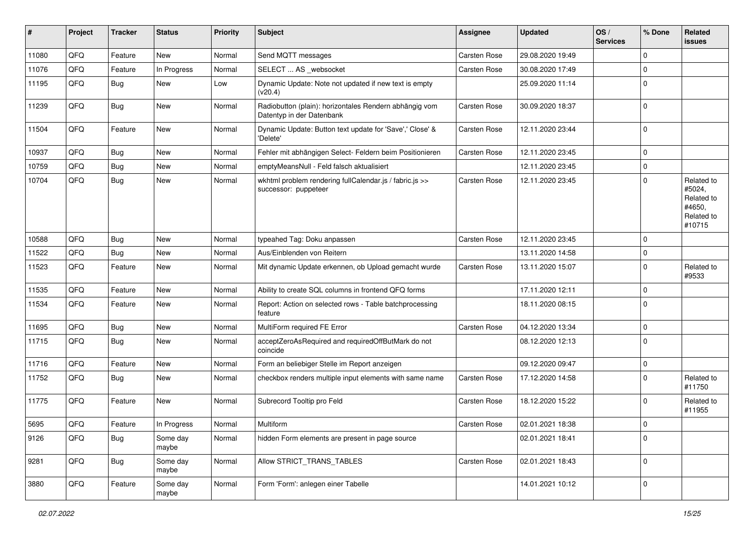| # | Project | Tracker | Status | Priority | Subject | Assignee | Updated | OS / Services | % Done | Related issues |
|---|---|---|---|---|---|---|---|---|---|---|
| 11080 | QFQ | Feature | New | Normal | Send MQTT messages | Carsten Rose | 29.08.2020 19:49 | | 0 | |
| 11076 | QFQ | Feature | In Progress | Normal | SELECT ... AS _websocket | Carsten Rose | 30.08.2020 17:49 | | 0 | |
| 11195 | QFQ | Bug | New | Low | Dynamic Update: Note not updated if new text is empty (v20.4) | | 25.09.2020 11:14 | | 0 | |
| 11239 | QFQ | Bug | New | Normal | Radiobutton (plain): horizontales Rendern abhängig vom Datentyp in der Datenbank | Carsten Rose | 30.09.2020 18:37 | | 0 | |
| 11504 | QFQ | Feature | New | Normal | Dynamic Update: Button text update for 'Save',' Close' & 'Delete' | Carsten Rose | 12.11.2020 23:44 | | 0 | |
| 10937 | QFQ | Bug | New | Normal | Fehler mit abhängigen Select- Feldern beim Positionieren | Carsten Rose | 12.11.2020 23:45 | | 0 | |
| 10759 | QFQ | Bug | New | Normal | emptyMeansNull - Feld falsch aktualisiert | | 12.11.2020 23:45 | | 0 | |
| 10704 | QFQ | Bug | New | Normal | wkhtml problem rendering fullCalendar.js / fabric.js >> successor: puppeteer | Carsten Rose | 12.11.2020 23:45 | | 0 | Related to #5024, Related to #4650, Related to #10715 |
| 10588 | QFQ | Bug | New | Normal | typeahed Tag: Doku anpassen | Carsten Rose | 12.11.2020 23:45 | | 0 | |
| 11522 | QFQ | Bug | New | Normal | Aus/Einblenden von Reitern | | 13.11.2020 14:58 | | 0 | |
| 11523 | QFQ | Feature | New | Normal | Mit dynamic Update erkennen, ob Upload gemacht wurde | Carsten Rose | 13.11.2020 15:07 | | 0 | Related to #9533 |
| 11535 | QFQ | Feature | New | Normal | Ability to create SQL columns in frontend QFQ forms | | 17.11.2020 12:11 | | 0 | |
| 11534 | QFQ | Feature | New | Normal | Report: Action on selected rows - Table batchprocessing feature | | 18.11.2020 08:15 | | 0 | |
| 11695 | QFQ | Bug | New | Normal | MultiForm required FE Error | Carsten Rose | 04.12.2020 13:34 | | 0 | |
| 11715 | QFQ | Bug | New | Normal | acceptZeroAsRequired and requiredOffButMark do not coincide | | 08.12.2020 12:13 | | 0 | |
| 11716 | QFQ | Feature | New | Normal | Form an beliebiger Stelle im Report anzeigen | | 09.12.2020 09:47 | | 0 | |
| 11752 | QFQ | Bug | New | Normal | checkbox renders multiple input elements with same name | Carsten Rose | 17.12.2020 14:58 | | 0 | Related to #11750 |
| 11775 | QFQ | Feature | New | Normal | Subrecord Tooltip pro Feld | Carsten Rose | 18.12.2020 15:22 | | 0 | Related to #11955 |
| 5695 | QFQ | Feature | In Progress | Normal | Multiform | Carsten Rose | 02.01.2021 18:38 | | 0 | |
| 9126 | QFQ | Bug | Some day maybe | Normal | hidden Form elements are present in page source | | 02.01.2021 18:41 | | 0 | |
| 9281 | QFQ | Bug | Some day maybe | Normal | Allow STRICT_TRANS_TABLES | Carsten Rose | 02.01.2021 18:43 | | 0 | |
| 3880 | QFQ | Feature | Some day maybe | Normal | Form 'Form': anlegen einer Tabelle | | 14.01.2021 10:12 | | 0 | |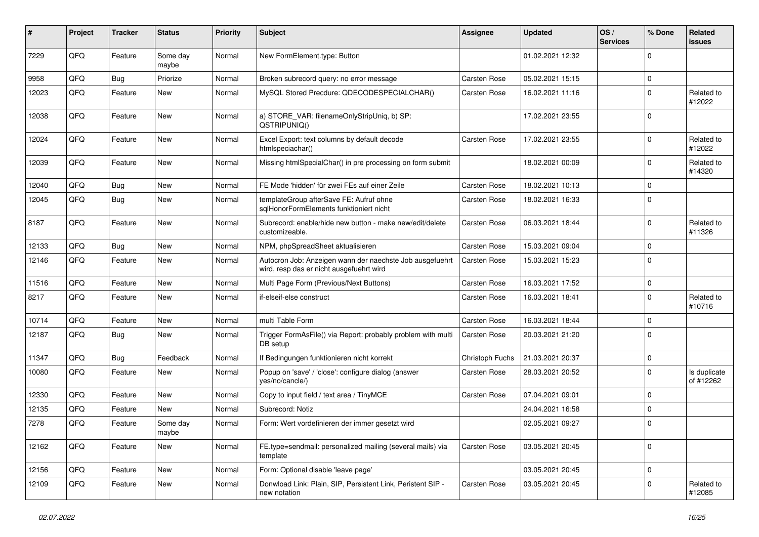| # | Project | Tracker | Status | Priority | Subject | Assignee | Updated | OS / Services | % Done | Related issues |
|---|---|---|---|---|---|---|---|---|---|---|
| 7229 | QFQ | Feature | Some day maybe | Normal | New FormElement.type: Button | | 01.02.2021 12:32 | | 0 | |
| 9958 | QFQ | Bug | Priorize | Normal | Broken subrecord query: no error message | Carsten Rose | 05.02.2021 15:15 | | 0 | |
| 12023 | QFQ | Feature | New | Normal | MySQL Stored Precdure: QDECODESPECIALCHAR() | Carsten Rose | 16.02.2021 11:16 | | 0 | Related to #12022 |
| 12038 | QFQ | Feature | New | Normal | a) STORE_VAR: filenameOnlyStripUniq, b) SP: QSTRIPUNIQ() | | 17.02.2021 23:55 | | 0 | |
| 12024 | QFQ | Feature | New | Normal | Excel Export: text columns by default decode htmlspeciachar() | Carsten Rose | 17.02.2021 23:55 | | 0 | Related to #12022 |
| 12039 | QFQ | Feature | New | Normal | Missing htmlSpecialChar() in pre processing on form submit | | 18.02.2021 00:09 | | 0 | Related to #14320 |
| 12040 | QFQ | Bug | New | Normal | FE Mode 'hidden' für zwei FEs auf einer Zeile | Carsten Rose | 18.02.2021 10:13 | | 0 | |
| 12045 | QFQ | Bug | New | Normal | templateGroup afterSave FE: Aufruf ohne sqlHonorFormElements funktioniert nicht | Carsten Rose | 18.02.2021 16:33 | | 0 | |
| 8187 | QFQ | Feature | New | Normal | Subrecord: enable/hide new button - make new/edit/delete customizeable. | Carsten Rose | 06.03.2021 18:44 | | 0 | Related to #11326 |
| 12133 | QFQ | Bug | New | Normal | NPM, phpSpreadSheet aktualisieren | Carsten Rose | 15.03.2021 09:04 | | 0 | |
| 12146 | QFQ | Feature | New | Normal | Autocron Job: Anzeigen wann der naechste Job ausgefuehrt wird, resp das er nicht ausgefuehrt wird | Carsten Rose | 15.03.2021 15:23 | | 0 | |
| 11516 | QFQ | Feature | New | Normal | Multi Page Form (Previous/Next Buttons) | Carsten Rose | 16.03.2021 17:52 | | 0 | |
| 8217 | QFQ | Feature | New | Normal | if-elseif-else construct | Carsten Rose | 16.03.2021 18:41 | | 0 | Related to #10716 |
| 10714 | QFQ | Feature | New | Normal | multi Table Form | Carsten Rose | 16.03.2021 18:44 | | 0 | |
| 12187 | QFQ | Bug | New | Normal | Trigger FormAsFile() via Report: probably problem with multi DB setup | Carsten Rose | 20.03.2021 21:20 | | 0 | |
| 11347 | QFQ | Bug | Feedback | Normal | If Bedingungen funktionieren nicht korrekt | Christoph Fuchs | 21.03.2021 20:37 | | 0 | |
| 10080 | QFQ | Feature | New | Normal | Popup on 'save' / 'close': configure dialog (answer yes/no/cancle/) | Carsten Rose | 28.03.2021 20:52 | | 0 | Is duplicate of #12262 |
| 12330 | QFQ | Feature | New | Normal | Copy to input field / text area / TinyMCE | Carsten Rose | 07.04.2021 09:01 | | 0 | |
| 12135 | QFQ | Feature | New | Normal | Subrecord: Notiz | | 24.04.2021 16:58 | | 0 | |
| 7278 | QFQ | Feature | Some day maybe | Normal | Form: Wert vordefinieren der immer gesetzt wird | | 02.05.2021 09:27 | | 0 | |
| 12162 | QFQ | Feature | New | Normal | FE.type=sendmail: personalized mailing (several mails) via template | Carsten Rose | 03.05.2021 20:45 | | 0 | |
| 12156 | QFQ | Feature | New | Normal | Form: Optional disable 'leave page' | | 03.05.2021 20:45 | | 0 | |
| 12109 | QFQ | Feature | New | Normal | Donwload Link: Plain, SIP, Persistent Link, Peristent SIP - new notation | Carsten Rose | 03.05.2021 20:45 | | 0 | Related to #12085 |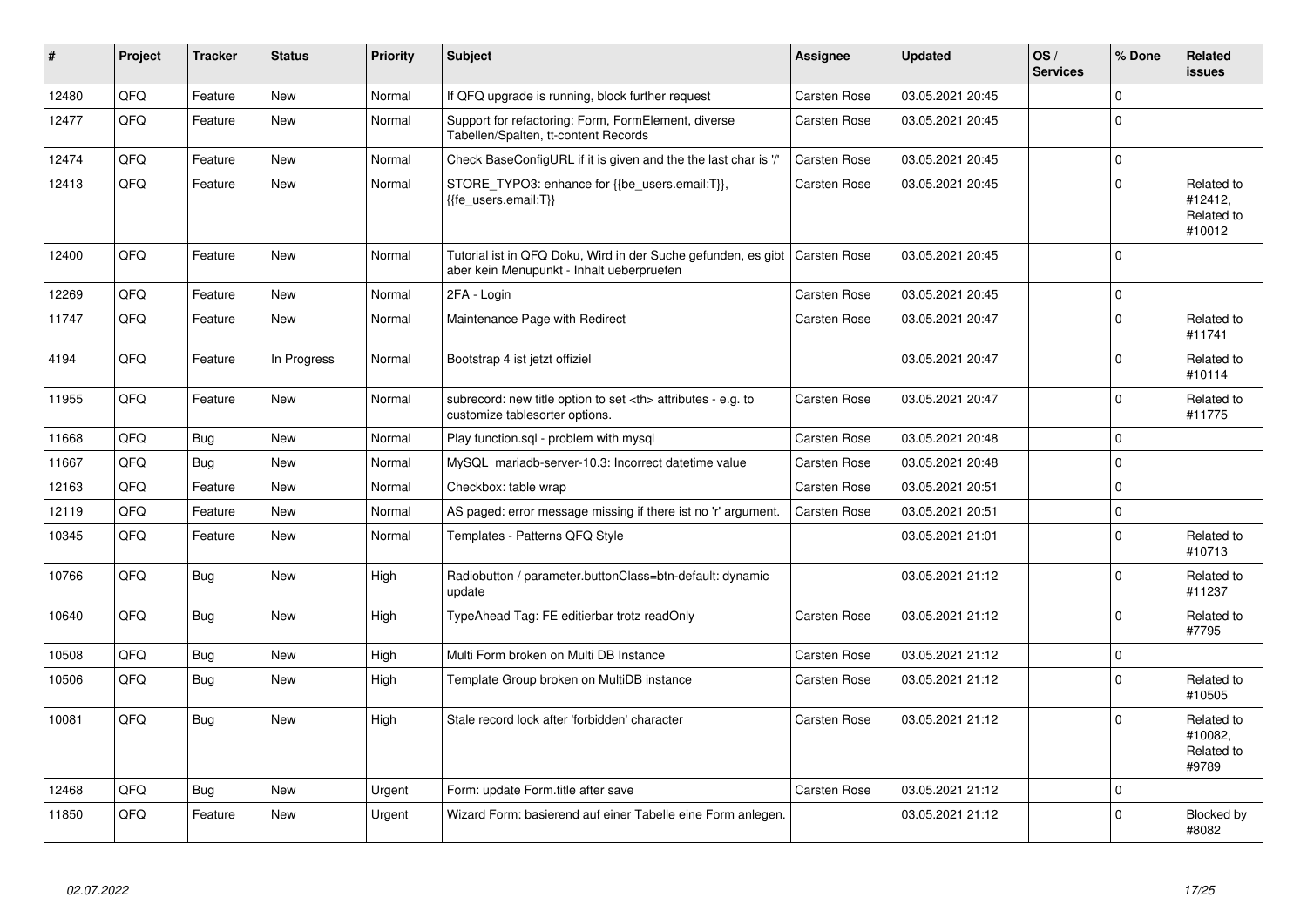| # | Project | Tracker | Status | Priority | Subject | Assignee | Updated | OS / Services | % Done | Related issues |
|---|---|---|---|---|---|---|---|---|---|---|
| 12480 | QFQ | Feature | New | Normal | If QFQ upgrade is running, block further request | Carsten Rose | 03.05.2021 20:45 | | 0 | |
| 12477 | QFQ | Feature | New | Normal | Support for refactoring: Form, FormElement, diverse Tabellen/Spalten, tt-content Records | Carsten Rose | 03.05.2021 20:45 | | 0 | |
| 12474 | QFQ | Feature | New | Normal | Check BaseConfigURL if it is given and the the last char is '/' | Carsten Rose | 03.05.2021 20:45 | | 0 | |
| 12413 | QFQ | Feature | New | Normal | STORE_TYPO3: enhance for {{be_users.email:T}}, {{fe_users.email:T}} | Carsten Rose | 03.05.2021 20:45 | | 0 | Related to #12412, Related to #10012 |
| 12400 | QFQ | Feature | New | Normal | Tutorial ist in QFQ Doku, Wird in der Suche gefunden, es gibt aber kein Menupunkt - Inhalt ueberpruefen | Carsten Rose | 03.05.2021 20:45 | | 0 | |
| 12269 | QFQ | Feature | New | Normal | 2FA - Login | Carsten Rose | 03.05.2021 20:45 | | 0 | |
| 11747 | QFQ | Feature | New | Normal | Maintenance Page with Redirect | Carsten Rose | 03.05.2021 20:47 | | 0 | Related to #11741 |
| 4194 | QFQ | Feature | In Progress | Normal | Bootstrap 4 ist jetzt offiziel | | 03.05.2021 20:47 | | 0 | Related to #10114 |
| 11955 | QFQ | Feature | New | Normal | subrecord: new title option to set <th> attributes - e.g. to customize tablesorter options. | Carsten Rose | 03.05.2021 20:47 | | 0 | Related to #11775 |
| 11668 | QFQ | Bug | New | Normal | Play function.sql - problem with mysql | Carsten Rose | 03.05.2021 20:48 | | 0 | |
| 11667 | QFQ | Bug | New | Normal | MySQL mariadb-server-10.3: Incorrect datetime value | Carsten Rose | 03.05.2021 20:48 | | 0 | |
| 12163 | QFQ | Feature | New | Normal | Checkbox: table wrap | Carsten Rose | 03.05.2021 20:51 | | 0 | |
| 12119 | QFQ | Feature | New | Normal | AS paged: error message missing if there ist no 'r' argument. | Carsten Rose | 03.05.2021 20:51 | | 0 | |
| 10345 | QFQ | Feature | New | Normal | Templates - Patterns QFQ Style | | 03.05.2021 21:01 | | 0 | Related to #10713 |
| 10766 | QFQ | Bug | New | High | Radiobutton / parameter.buttonClass=btn-default: dynamic update | | 03.05.2021 21:12 | | 0 | Related to #11237 |
| 10640 | QFQ | Bug | New | High | TypeAhead Tag: FE editierbar trotz readOnly | Carsten Rose | 03.05.2021 21:12 | | 0 | Related to #7795 |
| 10508 | QFQ | Bug | New | High | Multi Form broken on Multi DB Instance | Carsten Rose | 03.05.2021 21:12 | | 0 | |
| 10506 | QFQ | Bug | New | High | Template Group broken on MultiDB instance | Carsten Rose | 03.05.2021 21:12 | | 0 | Related to #10505 |
| 10081 | QFQ | Bug | New | High | Stale record lock after 'forbidden' character | Carsten Rose | 03.05.2021 21:12 | | 0 | Related to #10082, Related to #9789 |
| 12468 | QFQ | Bug | New | Urgent | Form: update Form.title after save | Carsten Rose | 03.05.2021 21:12 | | 0 | |
| 11850 | QFQ | Feature | New | Urgent | Wizard Form: basierend auf einer Tabelle eine Form anlegen. | | 03.05.2021 21:12 | | 0 | Blocked by #8082 |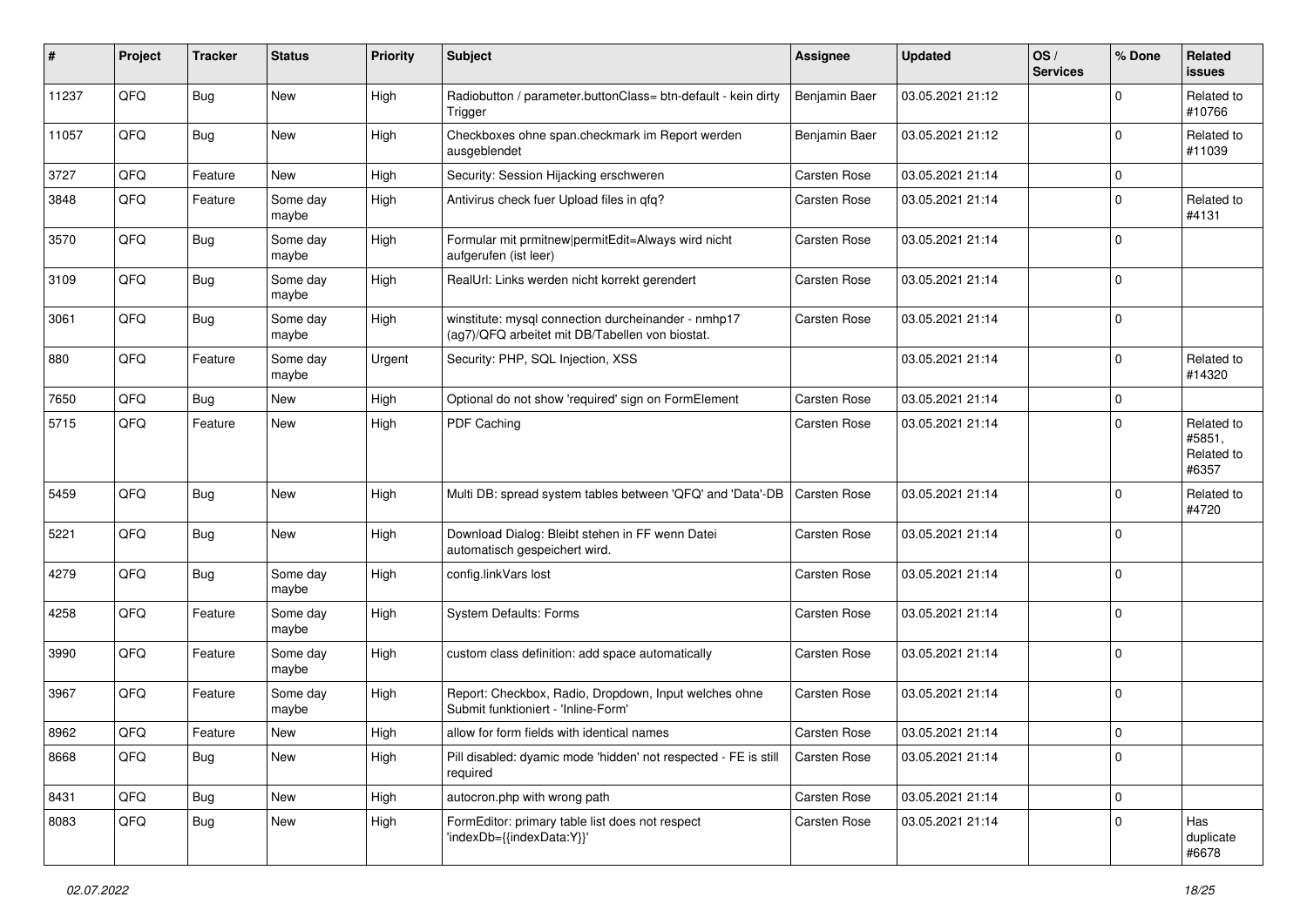| # | Project | Tracker | Status | Priority | Subject | Assignee | Updated | OS / Services | % Done | Related issues |
|---|---|---|---|---|---|---|---|---|---|---|
| 11237 | QFQ | Bug | New | High | Radiobutton / parameter.buttonClass= btn-default - kein dirty Trigger | Benjamin Baer | 03.05.2021 21:12 | | 0 | Related to #10766 |
| 11057 | QFQ | Bug | New | High | Checkboxes ohne span.checkmark im Report werden ausgeblendet | Benjamin Baer | 03.05.2021 21:12 | | 0 | Related to #11039 |
| 3727 | QFQ | Feature | New | High | Security: Session Hijacking erschweren | Carsten Rose | 03.05.2021 21:14 | | 0 | |
| 3848 | QFQ | Feature | Some day maybe | High | Antivirus check fuer Upload files in qfq? | Carsten Rose | 03.05.2021 21:14 | | 0 | Related to #4131 |
| 3570 | QFQ | Bug | Some day maybe | High | Formular mit prmitnew\|permitEdit=Always wird nicht aufgerufen (ist leer) | Carsten Rose | 03.05.2021 21:14 | | 0 | |
| 3109 | QFQ | Bug | Some day maybe | High | RealUrl: Links werden nicht korrekt gerendert | Carsten Rose | 03.05.2021 21:14 | | 0 | |
| 3061 | QFQ | Bug | Some day maybe | High | winstitute: mysql connection durcheinander - nmhp17 (ag7)/QFQ arbeitet mit DB/Tabellen von biostat. | Carsten Rose | 03.05.2021 21:14 | | 0 | |
| 880 | QFQ | Feature | Some day maybe | Urgent | Security: PHP, SQL Injection, XSS | | 03.05.2021 21:14 | | 0 | Related to #14320 |
| 7650 | QFQ | Bug | New | High | Optional do not show 'required' sign on FormElement | Carsten Rose | 03.05.2021 21:14 | | 0 | |
| 5715 | QFQ | Feature | New | High | PDF Caching | Carsten Rose | 03.05.2021 21:14 | | 0 | Related to #5851, Related to #6357 |
| 5459 | QFQ | Bug | New | High | Multi DB: spread system tables between 'QFQ' and 'Data'-DB | Carsten Rose | 03.05.2021 21:14 | | 0 | Related to #4720 |
| 5221 | QFQ | Bug | New | High | Download Dialog: Bleibt stehen in FF wenn Datei automatisch gespeichert wird. | Carsten Rose | 03.05.2021 21:14 | | 0 | |
| 4279 | QFQ | Bug | Some day maybe | High | config.linkVars lost | Carsten Rose | 03.05.2021 21:14 | | 0 | |
| 4258 | QFQ | Feature | Some day maybe | High | System Defaults: Forms | Carsten Rose | 03.05.2021 21:14 | | 0 | |
| 3990 | QFQ | Feature | Some day maybe | High | custom class definition: add space automatically | Carsten Rose | 03.05.2021 21:14 | | 0 | |
| 3967 | QFQ | Feature | Some day maybe | High | Report: Checkbox, Radio, Dropdown, Input welches ohne Submit funktioniert - 'Inline-Form' | Carsten Rose | 03.05.2021 21:14 | | 0 | |
| 8962 | QFQ | Feature | New | High | allow for form fields with identical names | Carsten Rose | 03.05.2021 21:14 | | 0 | |
| 8668 | QFQ | Bug | New | High | Pill disabled: dyamic mode 'hidden' not respected - FE is still required | Carsten Rose | 03.05.2021 21:14 | | 0 | |
| 8431 | QFQ | Bug | New | High | autocron.php with wrong path | Carsten Rose | 03.05.2021 21:14 | | 0 | |
| 8083 | QFQ | Bug | New | High | FormEditor: primary table list does not respect 'indexDb={{indexData:Y}}' | Carsten Rose | 03.05.2021 21:14 | | 0 | Has duplicate #6678 |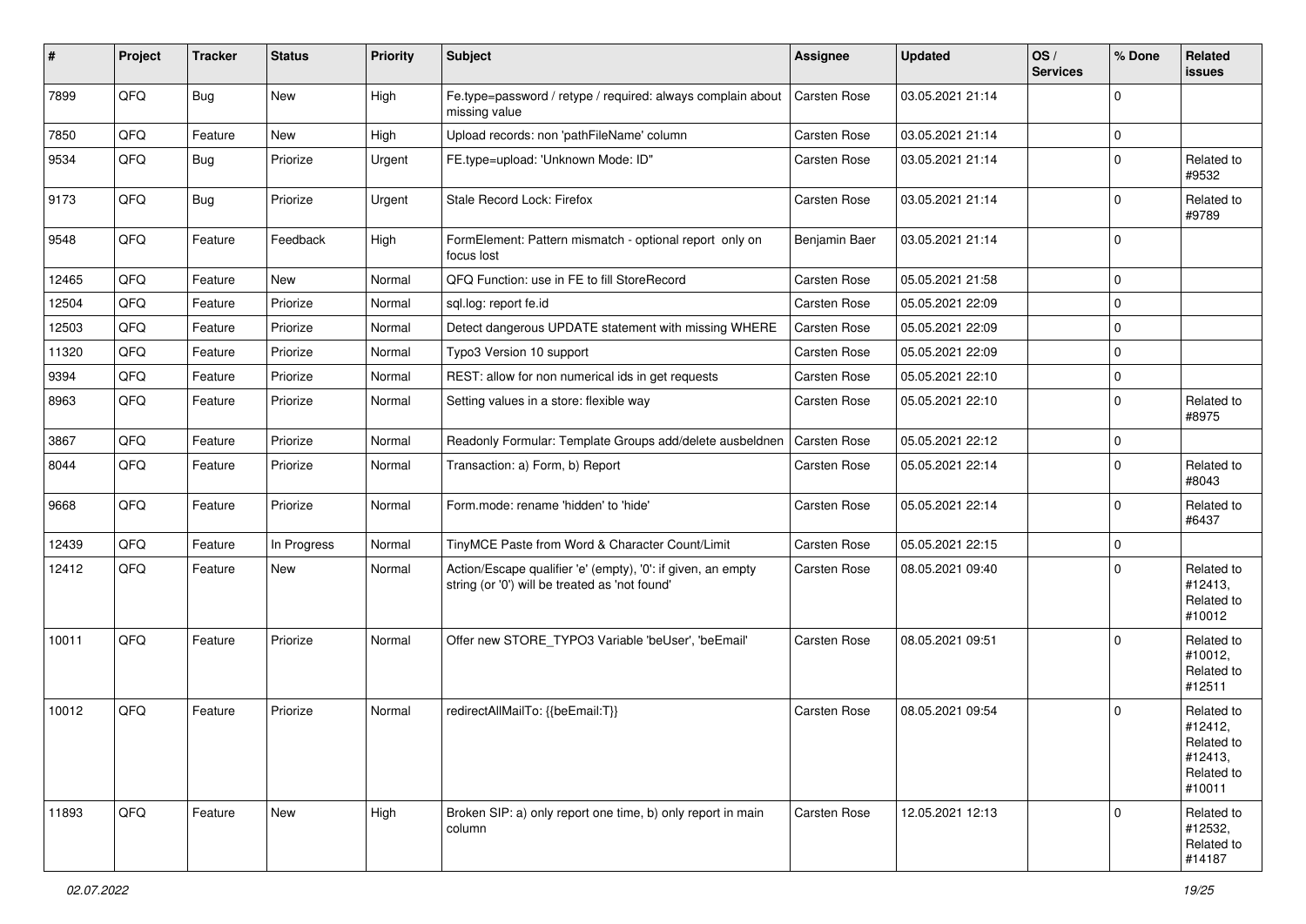| # | Project | Tracker | Status | Priority | Subject | Assignee | Updated | OS / Services | % Done | Related issues |
|---|---|---|---|---|---|---|---|---|---|---|
| 7899 | QFQ | Bug | New | High | Fe.type=password / retype / required: always complain about missing value | Carsten Rose | 03.05.2021 21:14 | | 0 | |
| 7850 | QFQ | Feature | New | High | Upload records: non 'pathFileName' column | Carsten Rose | 03.05.2021 21:14 | | 0 | |
| 9534 | QFQ | Bug | Priorize | Urgent | FE.type=upload: 'Unknown Mode: ID" | Carsten Rose | 03.05.2021 21:14 | | 0 | Related to #9532 |
| 9173 | QFQ | Bug | Priorize | Urgent | Stale Record Lock: Firefox | Carsten Rose | 03.05.2021 21:14 | | 0 | Related to #9789 |
| 9548 | QFQ | Feature | Feedback | High | FormElement: Pattern mismatch - optional report only on focus lost | Benjamin Baer | 03.05.2021 21:14 | | 0 | |
| 12465 | QFQ | Feature | New | Normal | QFQ Function: use in FE to fill StoreRecord | Carsten Rose | 05.05.2021 21:58 | | 0 | |
| 12504 | QFQ | Feature | Priorize | Normal | sql.log: report fe.id | Carsten Rose | 05.05.2021 22:09 | | 0 | |
| 12503 | QFQ | Feature | Priorize | Normal | Detect dangerous UPDATE statement with missing WHERE | Carsten Rose | 05.05.2021 22:09 | | 0 | |
| 11320 | QFQ | Feature | Priorize | Normal | Typo3 Version 10 support | Carsten Rose | 05.05.2021 22:09 | | 0 | |
| 9394 | QFQ | Feature | Priorize | Normal | REST: allow for non numerical ids in get requests | Carsten Rose | 05.05.2021 22:10 | | 0 | |
| 8963 | QFQ | Feature | Priorize | Normal | Setting values in a store: flexible way | Carsten Rose | 05.05.2021 22:10 | | 0 | Related to #8975 |
| 3867 | QFQ | Feature | Priorize | Normal | Readonly Formular: Template Groups add/delete ausbeldnen | Carsten Rose | 05.05.2021 22:12 | | 0 | |
| 8044 | QFQ | Feature | Priorize | Normal | Transaction: a) Form, b) Report | Carsten Rose | 05.05.2021 22:14 | | 0 | Related to #8043 |
| 9668 | QFQ | Feature | Priorize | Normal | Form.mode: rename 'hidden' to 'hide' | Carsten Rose | 05.05.2021 22:14 | | 0 | Related to #6437 |
| 12439 | QFQ | Feature | In Progress | Normal | TinyMCE Paste from Word & Character Count/Limit | Carsten Rose | 05.05.2021 22:15 | | 0 | |
| 12412 | QFQ | Feature | New | Normal | Action/Escape qualifier 'e' (empty), '0': if given, an empty string (or '0') will be treated as 'not found' | Carsten Rose | 08.05.2021 09:40 | | 0 | Related to #12413, Related to #10012 |
| 10011 | QFQ | Feature | Priorize | Normal | Offer new STORE_TYPO3 Variable 'beUser', 'beEmail' | Carsten Rose | 08.05.2021 09:51 | | 0 | Related to #10012, Related to #12511 |
| 10012 | QFQ | Feature | Priorize | Normal | redirectAllMailTo: {{beEmail:T}} | Carsten Rose | 08.05.2021 09:54 | | 0 | Related to #12412, Related to #12413, Related to #10011 |
| 11893 | QFQ | Feature | New | High | Broken SIP: a) only report one time, b) only report in main column | Carsten Rose | 12.05.2021 12:13 | | 0 | Related to #12532, Related to #14187 |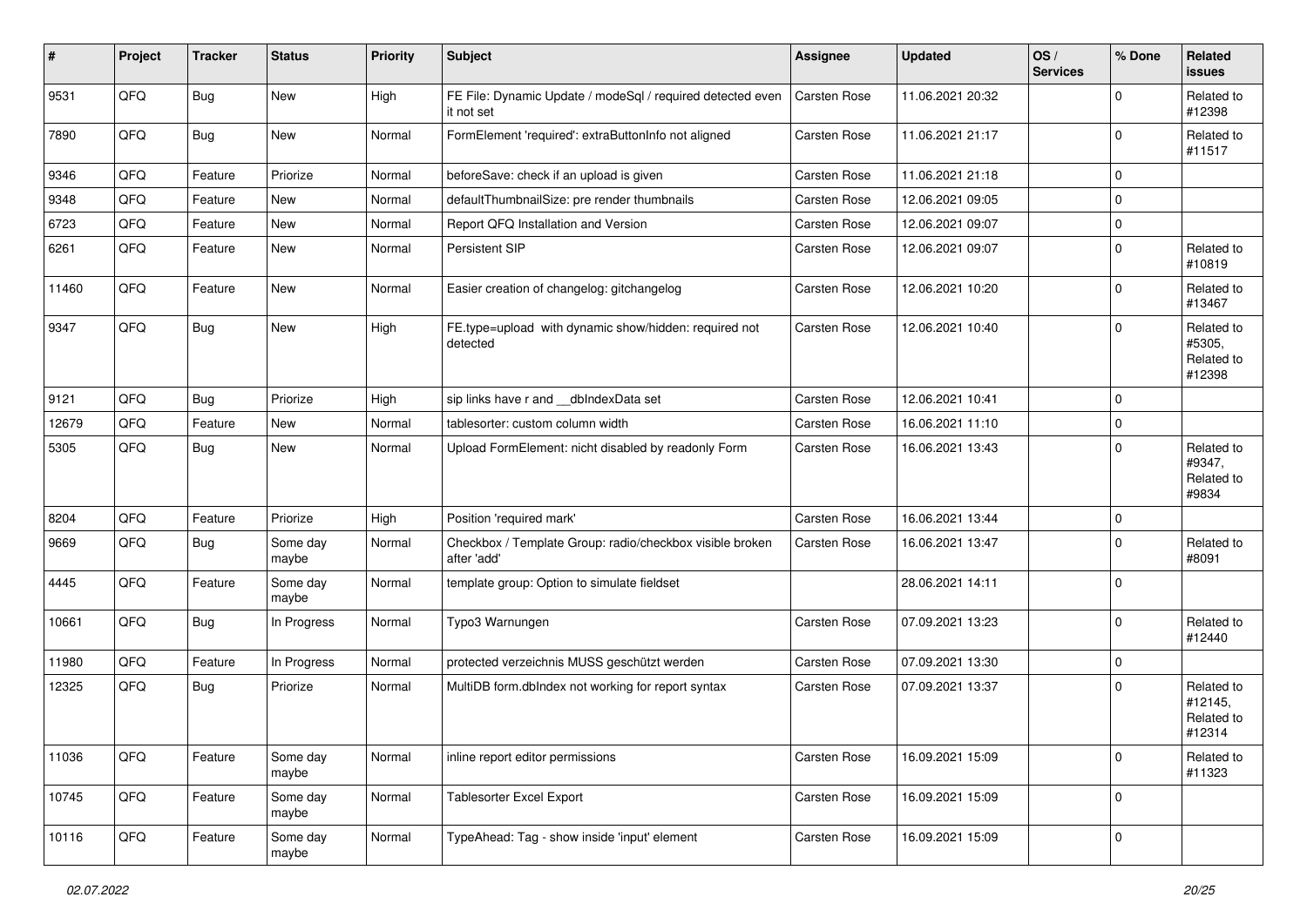| # | Project | Tracker | Status | Priority | Subject | Assignee | Updated | OS / Services | % Done | Related issues |
|---|---|---|---|---|---|---|---|---|---|---|
| 9531 | QFQ | Bug | New | High | FE File: Dynamic Update / modeSql / required detected even it not set | Carsten Rose | 11.06.2021 20:32 | | 0 | Related to #12398 |
| 7890 | QFQ | Bug | New | Normal | FormElement 'required': extraButtonInfo not aligned | Carsten Rose | 11.06.2021 21:17 | | 0 | Related to #11517 |
| 9346 | QFQ | Feature | Priorize | Normal | beforeSave: check if an upload is given | Carsten Rose | 11.06.2021 21:18 | | 0 | |
| 9348 | QFQ | Feature | New | Normal | defaultThumbnailSize: pre render thumbnails | Carsten Rose | 12.06.2021 09:05 | | 0 | |
| 6723 | QFQ | Feature | New | Normal | Report QFQ Installation and Version | Carsten Rose | 12.06.2021 09:07 | | 0 | |
| 6261 | QFQ | Feature | New | Normal | Persistent SIP | Carsten Rose | 12.06.2021 09:07 | | 0 | Related to #10819 |
| 11460 | QFQ | Feature | New | Normal | Easier creation of changelog: gitchangelog | Carsten Rose | 12.06.2021 10:20 | | 0 | Related to #13467 |
| 9347 | QFQ | Bug | New | High | FE.type=upload with dynamic show/hidden: required not detected | Carsten Rose | 12.06.2021 10:40 | | 0 | Related to #5305, Related to #12398 |
| 9121 | QFQ | Bug | Priorize | High | sip links have r and __dbIndexData set | Carsten Rose | 12.06.2021 10:41 | | 0 | |
| 12679 | QFQ | Feature | New | Normal | tablesorter: custom column width | Carsten Rose | 16.06.2021 11:10 | | 0 | |
| 5305 | QFQ | Bug | New | Normal | Upload FormElement: nicht disabled by readonly Form | Carsten Rose | 16.06.2021 13:43 | | 0 | Related to #9347, Related to #9834 |
| 8204 | QFQ | Feature | Priorize | High | Position 'required mark' | Carsten Rose | 16.06.2021 13:44 | | 0 | |
| 9669 | QFQ | Bug | Some day maybe | Normal | Checkbox / Template Group: radio/checkbox visible broken after 'add' | Carsten Rose | 16.06.2021 13:47 | | 0 | Related to #8091 |
| 4445 | QFQ | Feature | Some day maybe | Normal | template group: Option to simulate fieldset | | 28.06.2021 14:11 | | 0 | |
| 10661 | QFQ | Bug | In Progress | Normal | Typo3 Warnungen | Carsten Rose | 07.09.2021 13:23 | | 0 | Related to #12440 |
| 11980 | QFQ | Feature | In Progress | Normal | protected verzeichnis MUSS geschützt werden | Carsten Rose | 07.09.2021 13:30 | | 0 | |
| 12325 | QFQ | Bug | Priorize | Normal | MultiDB form.dbIndex not working for report syntax | Carsten Rose | 07.09.2021 13:37 | | 0 | Related to #12145, Related to #12314 |
| 11036 | QFQ | Feature | Some day maybe | Normal | inline report editor permissions | Carsten Rose | 16.09.2021 15:09 | | 0 | Related to #11323 |
| 10745 | QFQ | Feature | Some day maybe | Normal | Tablesorter Excel Export | Carsten Rose | 16.09.2021 15:09 | | 0 | |
| 10116 | QFQ | Feature | Some day maybe | Normal | TypeAhead: Tag - show inside 'input' element | Carsten Rose | 16.09.2021 15:09 | | 0 | |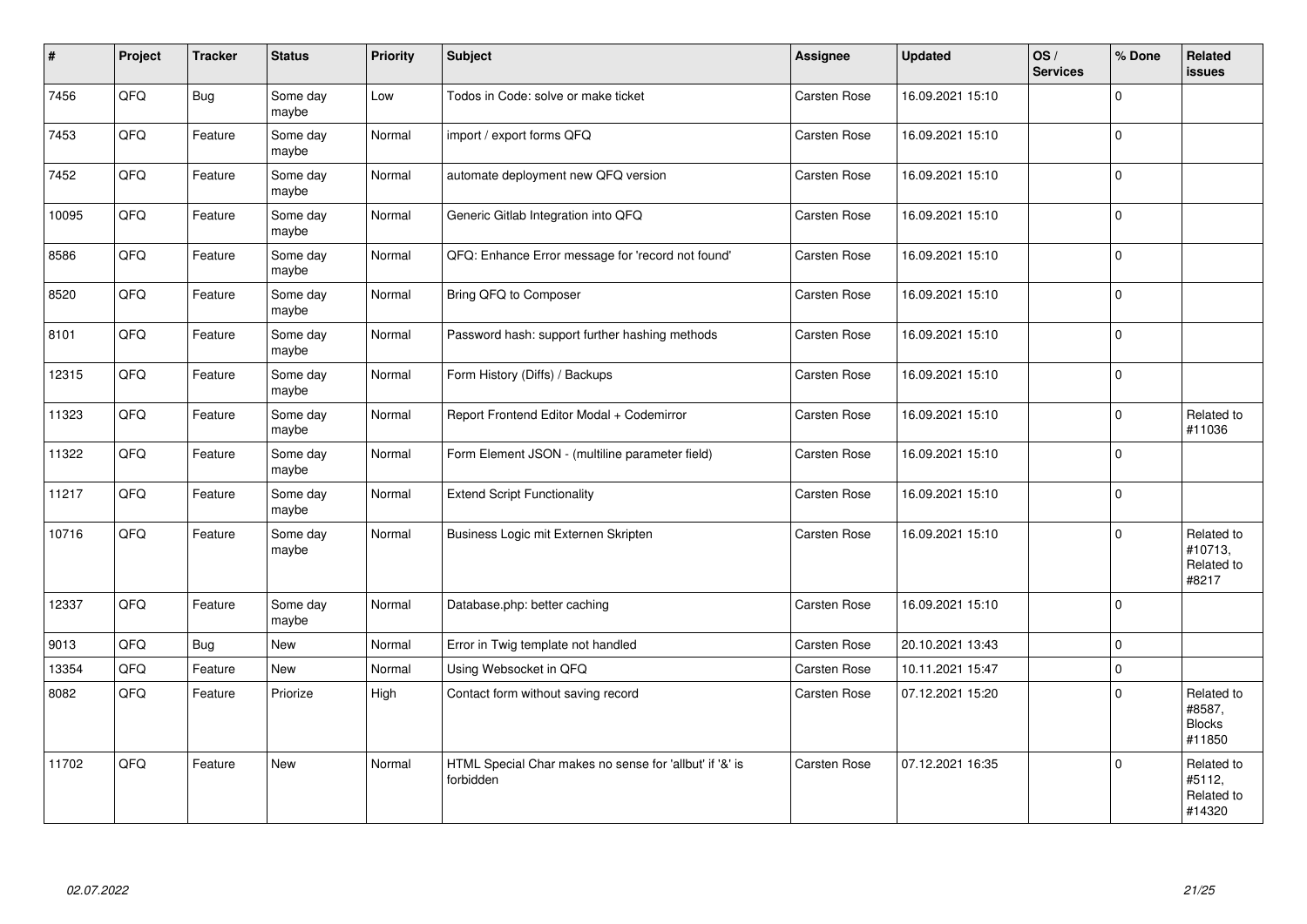| # | Project | Tracker | Status | Priority | Subject | Assignee | Updated | OS / Services | % Done | Related issues |
|---|---|---|---|---|---|---|---|---|---|---|
| 7456 | QFQ | Bug | Some day maybe | Low | Todos in Code: solve or make ticket | Carsten Rose | 16.09.2021 15:10 | | 0 | |
| 7453 | QFQ | Feature | Some day maybe | Normal | import / export forms QFQ | Carsten Rose | 16.09.2021 15:10 | | 0 | |
| 7452 | QFQ | Feature | Some day maybe | Normal | automate deployment new QFQ version | Carsten Rose | 16.09.2021 15:10 | | 0 | |
| 10095 | QFQ | Feature | Some day maybe | Normal | Generic Gitlab Integration into QFQ | Carsten Rose | 16.09.2021 15:10 | | 0 | |
| 8586 | QFQ | Feature | Some day maybe | Normal | QFQ: Enhance Error message for 'record not found' | Carsten Rose | 16.09.2021 15:10 | | 0 | |
| 8520 | QFQ | Feature | Some day maybe | Normal | Bring QFQ to Composer | Carsten Rose | 16.09.2021 15:10 | | 0 | |
| 8101 | QFQ | Feature | Some day maybe | Normal | Password hash: support further hashing methods | Carsten Rose | 16.09.2021 15:10 | | 0 | |
| 12315 | QFQ | Feature | Some day maybe | Normal | Form History (Diffs) / Backups | Carsten Rose | 16.09.2021 15:10 | | 0 | |
| 11323 | QFQ | Feature | Some day maybe | Normal | Report Frontend Editor Modal + Codemirror | Carsten Rose | 16.09.2021 15:10 | | 0 | Related to #11036 |
| 11322 | QFQ | Feature | Some day maybe | Normal | Form Element JSON - (multiline parameter field) | Carsten Rose | 16.09.2021 15:10 | | 0 | |
| 11217 | QFQ | Feature | Some day maybe | Normal | Extend Script Functionality | Carsten Rose | 16.09.2021 15:10 | | 0 | |
| 10716 | QFQ | Feature | Some day maybe | Normal | Business Logic mit Externen Skripten | Carsten Rose | 16.09.2021 15:10 | | 0 | Related to #10713, Related to #8217 |
| 12337 | QFQ | Feature | Some day maybe | Normal | Database.php: better caching | Carsten Rose | 16.09.2021 15:10 | | 0 | |
| 9013 | QFQ | Bug | New | Normal | Error in Twig template not handled | Carsten Rose | 20.10.2021 13:43 | | 0 | |
| 13354 | QFQ | Feature | New | Normal | Using Websocket in QFQ | Carsten Rose | 10.11.2021 15:47 | | 0 | |
| 8082 | QFQ | Feature | Priorize | High | Contact form without saving record | Carsten Rose | 07.12.2021 15:20 | | 0 | Related to #8587, Blocks #11850 |
| 11702 | QFQ | Feature | New | Normal | HTML Special Char makes no sense for 'allbut' if '&' is forbidden | Carsten Rose | 07.12.2021 16:35 | | 0 | Related to #5112, Related to #14320 |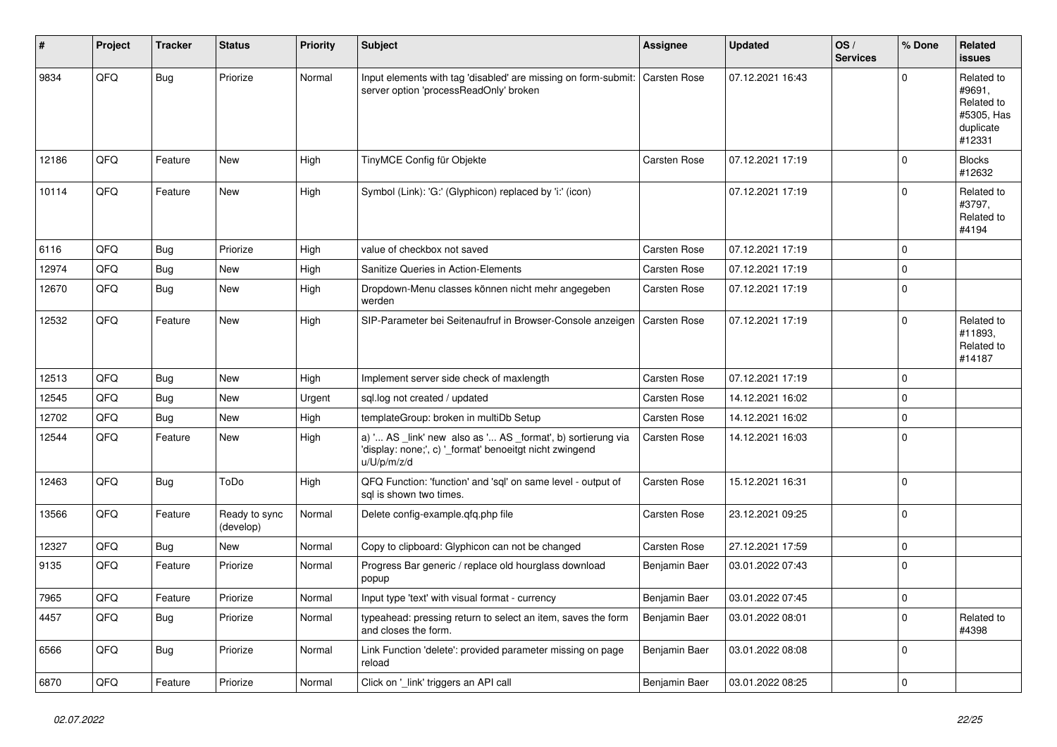| # | Project | Tracker | Status | Priority | Subject | Assignee | Updated | OS / Services | % Done | Related issues |
|---|---|---|---|---|---|---|---|---|---|---|
| 9834 | QFQ | Bug | Priorize | Normal | Input elements with tag 'disabled' are missing on form-submit: server option 'processReadOnly' broken | Carsten Rose | 07.12.2021 16:43 | | 0 | Related to #9691, Related to #5305, Has duplicate #12331 |
| 12186 | QFQ | Feature | New | High | TinyMCE Config für Objekte | Carsten Rose | 07.12.2021 17:19 | | 0 | Blocks #12632 |
| 10114 | QFQ | Feature | New | High | Symbol (Link): 'G:' (Glyphicon) replaced by 'i:' (icon) | | 07.12.2021 17:19 | | 0 | Related to #3797, Related to #4194 |
| 6116 | QFQ | Bug | Priorize | High | value of checkbox not saved | Carsten Rose | 07.12.2021 17:19 | | 0 | |
| 12974 | QFQ | Bug | New | High | Sanitize Queries in Action-Elements | Carsten Rose | 07.12.2021 17:19 | | 0 | |
| 12670 | QFQ | Bug | New | High | Dropdown-Menu classes können nicht mehr angegeben werden | Carsten Rose | 07.12.2021 17:19 | | 0 | |
| 12532 | QFQ | Feature | New | High | SIP-Parameter bei Seitenaufruf in Browser-Console anzeigen | Carsten Rose | 07.12.2021 17:19 | | 0 | Related to #11893, Related to #14187 |
| 12513 | QFQ | Bug | New | High | Implement server side check of maxlength | Carsten Rose | 07.12.2021 17:19 | | 0 | |
| 12545 | QFQ | Bug | New | Urgent | sql.log not created / updated | Carsten Rose | 14.12.2021 16:02 | | 0 | |
| 12702 | QFQ | Bug | New | High | templateGroup: broken in multiDb Setup | Carsten Rose | 14.12.2021 16:02 | | 0 | |
| 12544 | QFQ | Feature | New | High | a) '... AS _link' new also as '... AS _format', b) sortierung via 'display: none;', c) '_format' benoeitgt nicht zwingend u/U/p/m/z/d | Carsten Rose | 14.12.2021 16:03 | | 0 | |
| 12463 | QFQ | Bug | ToDo | High | QFQ Function: 'function' and 'sql' on same level - output of sql is shown two times. | Carsten Rose | 15.12.2021 16:31 | | 0 | |
| 13566 | QFQ | Feature | Ready to sync (develop) | Normal | Delete config-example.qfq.php file | Carsten Rose | 23.12.2021 09:25 | | 0 | |
| 12327 | QFQ | Bug | New | Normal | Copy to clipboard: Glyphicon can not be changed | Carsten Rose | 27.12.2021 17:59 | | 0 | |
| 9135 | QFQ | Feature | Priorize | Normal | Progress Bar generic / replace old hourglass download popup | Benjamin Baer | 03.01.2022 07:43 | | 0 | |
| 7965 | QFQ | Feature | Priorize | Normal | Input type 'text' with visual format - currency | Benjamin Baer | 03.01.2022 07:45 | | 0 | |
| 4457 | QFQ | Bug | Priorize | Normal | typeahead: pressing return to select an item, saves the form and closes the form. | Benjamin Baer | 03.01.2022 08:01 | | 0 | Related to #4398 |
| 6566 | QFQ | Bug | Priorize | Normal | Link Function 'delete': provided parameter missing on page reload | Benjamin Baer | 03.01.2022 08:08 | | 0 | |
| 6870 | QFQ | Feature | Priorize | Normal | Click on '_link' triggers an API call | Benjamin Baer | 03.01.2022 08:25 | | 0 | |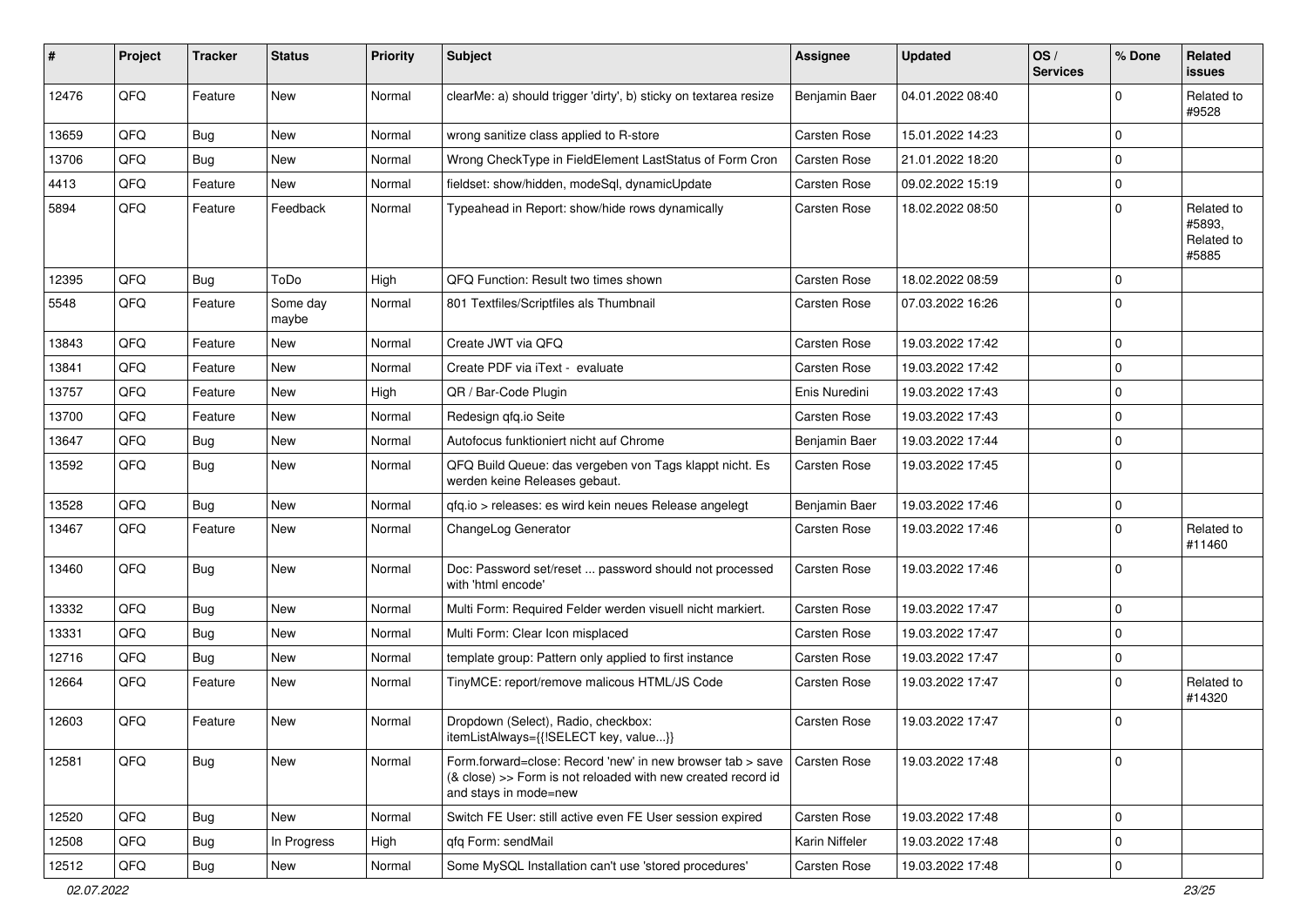| # | Project | Tracker | Status | Priority | Subject | Assignee | Updated | OS / Services | % Done | Related issues |
|---|---|---|---|---|---|---|---|---|---|---|
| 12476 | QFQ | Feature | New | Normal | clearMe: a) should trigger 'dirty', b) sticky on textarea resize | Benjamin Baer | 04.01.2022 08:40 | | 0 | Related to #9528 |
| 13659 | QFQ | Bug | New | Normal | wrong sanitize class applied to R-store | Carsten Rose | 15.01.2022 14:23 | | 0 | |
| 13706 | QFQ | Bug | New | Normal | Wrong CheckType in FieldElement LastStatus of Form Cron | Carsten Rose | 21.01.2022 18:20 | | 0 | |
| 4413 | QFQ | Feature | New | Normal | fieldset: show/hidden, modeSql, dynamicUpdate | Carsten Rose | 09.02.2022 15:19 | | 0 | |
| 5894 | QFQ | Feature | Feedback | Normal | Typeahead in Report: show/hide rows dynamically | Carsten Rose | 18.02.2022 08:50 | | 0 | Related to #5893, Related to #5885 |
| 12395 | QFQ | Bug | ToDo | High | QFQ Function: Result two times shown | Carsten Rose | 18.02.2022 08:59 | | 0 | |
| 5548 | QFQ | Feature | Some day maybe | Normal | 801 Textfiles/Scriptfiles als Thumbnail | Carsten Rose | 07.03.2022 16:26 | | 0 | |
| 13843 | QFQ | Feature | New | Normal | Create JWT via QFQ | Carsten Rose | 19.03.2022 17:42 | | 0 | |
| 13841 | QFQ | Feature | New | Normal | Create PDF via iText - evaluate | Carsten Rose | 19.03.2022 17:42 | | 0 | |
| 13757 | QFQ | Feature | New | High | QR / Bar-Code Plugin | Enis Nuredini | 19.03.2022 17:43 | | 0 | |
| 13700 | QFQ | Feature | New | Normal | Redesign qfq.io Seite | Carsten Rose | 19.03.2022 17:43 | | 0 | |
| 13647 | QFQ | Bug | New | Normal | Autofocus funktioniert nicht auf Chrome | Benjamin Baer | 19.03.2022 17:44 | | 0 | |
| 13592 | QFQ | Bug | New | Normal | QFQ Build Queue: das vergeben von Tags klappt nicht. Es werden keine Releases gebaut. | Carsten Rose | 19.03.2022 17:45 | | 0 | |
| 13528 | QFQ | Bug | New | Normal | qfq.io > releases: es wird kein neues Release angelegt | Benjamin Baer | 19.03.2022 17:46 | | 0 | |
| 13467 | QFQ | Feature | New | Normal | ChangeLog Generator | Carsten Rose | 19.03.2022 17:46 | | 0 | Related to #11460 |
| 13460 | QFQ | Bug | New | Normal | Doc: Password set/reset ... password should not processed with 'html encode' | Carsten Rose | 19.03.2022 17:46 | | 0 | |
| 13332 | QFQ | Bug | New | Normal | Multi Form: Required Felder werden visuell nicht markiert. | Carsten Rose | 19.03.2022 17:47 | | 0 | |
| 13331 | QFQ | Bug | New | Normal | Multi Form: Clear Icon misplaced | Carsten Rose | 19.03.2022 17:47 | | 0 | |
| 12716 | QFQ | Bug | New | Normal | template group: Pattern only applied to first instance | Carsten Rose | 19.03.2022 17:47 | | 0 | |
| 12664 | QFQ | Feature | New | Normal | TinyMCE: report/remove malicous HTML/JS Code | Carsten Rose | 19.03.2022 17:47 | | 0 | Related to #14320 |
| 12603 | QFQ | Feature | New | Normal | Dropdown (Select), Radio, checkbox: itemListAlways={{!SELECT key, value...}} | Carsten Rose | 19.03.2022 17:47 | | 0 | |
| 12581 | QFQ | Bug | New | Normal | Form.forward=close: Record 'new' in new browser tab > save (& close) >> Form is not reloaded with new created record id and stays in mode=new | Carsten Rose | 19.03.2022 17:48 | | 0 | |
| 12520 | QFQ | Bug | New | Normal | Switch FE User: still active even FE User session expired | Carsten Rose | 19.03.2022 17:48 | | 0 | |
| 12508 | QFQ | Bug | In Progress | High | qfq Form: sendMail | Karin Niffeler | 19.03.2022 17:48 | | 0 | |
| 12512 | QFQ | Bug | New | Normal | Some MySQL Installation can't use 'stored procedures' | Carsten Rose | 19.03.2022 17:48 | | 0 | |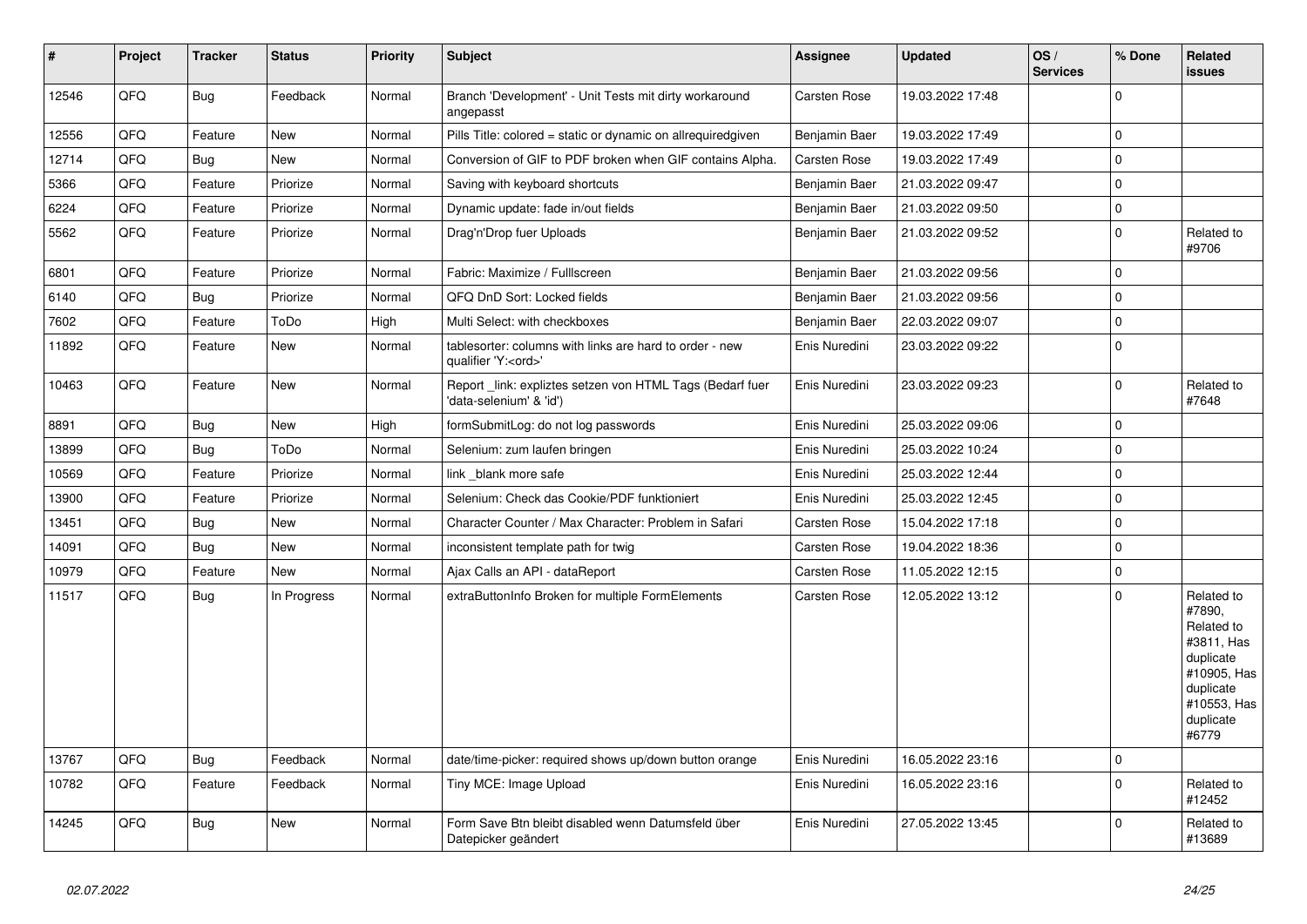| # | Project | Tracker | Status | Priority | Subject | Assignee | Updated | OS / Services | % Done | Related issues |
|---|---|---|---|---|---|---|---|---|---|---|
| 12546 | QFQ | Bug | Feedback | Normal | Branch 'Development' - Unit Tests mit dirty workaround angepasst | Carsten Rose | 19.03.2022 17:48 | | 0 | |
| 12556 | QFQ | Feature | New | Normal | Pills Title: colored = static or dynamic on allrequiredgiven | Benjamin Baer | 19.03.2022 17:49 | | 0 | |
| 12714 | QFQ | Bug | New | Normal | Conversion of GIF to PDF broken when GIF contains Alpha. | Carsten Rose | 19.03.2022 17:49 | | 0 | |
| 5366 | QFQ | Feature | Priorize | Normal | Saving with keyboard shortcuts | Benjamin Baer | 21.03.2022 09:47 | | 0 | |
| 6224 | QFQ | Feature | Priorize | Normal | Dynamic update: fade in/out fields | Benjamin Baer | 21.03.2022 09:50 | | 0 | |
| 5562 | QFQ | Feature | Priorize | Normal | Drag'n'Drop fuer Uploads | Benjamin Baer | 21.03.2022 09:52 | | 0 | Related to #9706 |
| 6801 | QFQ | Feature | Priorize | Normal | Fabric: Maximize / Fulllscreen | Benjamin Baer | 21.03.2022 09:56 | | 0 | |
| 6140 | QFQ | Bug | Priorize | Normal | QFQ DnD Sort: Locked fields | Benjamin Baer | 21.03.2022 09:56 | | 0 | |
| 7602 | QFQ | Feature | ToDo | High | Multi Select: with checkboxes | Benjamin Baer | 22.03.2022 09:07 | | 0 | |
| 11892 | QFQ | Feature | New | Normal | tablesorter: columns with links are hard to order - new qualifier 'Y:<ord>' | Enis Nuredini | 23.03.2022 09:22 | | 0 | |
| 10463 | QFQ | Feature | New | Normal | Report _link: expliztes setzen von HTML Tags (Bedarf fuer 'data-selenium' & 'id') | Enis Nuredini | 23.03.2022 09:23 | | 0 | Related to #7648 |
| 8891 | QFQ | Bug | New | High | formSubmitLog: do not log passwords | Enis Nuredini | 25.03.2022 09:06 | | 0 | |
| 13899 | QFQ | Bug | ToDo | Normal | Selenium: zum laufen bringen | Enis Nuredini | 25.03.2022 10:24 | | 0 | |
| 10569 | QFQ | Feature | Priorize | Normal | link _blank more safe | Enis Nuredini | 25.03.2022 12:44 | | 0 | |
| 13900 | QFQ | Feature | Priorize | Normal | Selenium: Check das Cookie/PDF funktioniert | Enis Nuredini | 25.03.2022 12:45 | | 0 | |
| 13451 | QFQ | Bug | New | Normal | Character Counter / Max Character: Problem in Safari | Carsten Rose | 15.04.2022 17:18 | | 0 | |
| 14091 | QFQ | Bug | New | Normal | inconsistent template path for twig | Carsten Rose | 19.04.2022 18:36 | | 0 | |
| 10979 | QFQ | Feature | New | Normal | Ajax Calls an API - dataReport | Carsten Rose | 11.05.2022 12:15 | | 0 | |
| 11517 | QFQ | Bug | In Progress | Normal | extraButtonInfo Broken for multiple FormElements | Carsten Rose | 12.05.2022 13:12 | | 0 | Related to #7890, Related to #3811, Has duplicate #10905, Has duplicate #10553, Has duplicate #6779 |
| 13767 | QFQ | Bug | Feedback | Normal | date/time-picker: required shows up/down button orange | Enis Nuredini | 16.05.2022 23:16 | | 0 | |
| 10782 | QFQ | Feature | Feedback | Normal | Tiny MCE: Image Upload | Enis Nuredini | 16.05.2022 23:16 | | 0 | Related to #12452 |
| 14245 | QFQ | Bug | New | Normal | Form Save Btn bleibt disabled wenn Datumsfeld über Datepicker geändert | Enis Nuredini | 27.05.2022 13:45 | | 0 | Related to #13689 |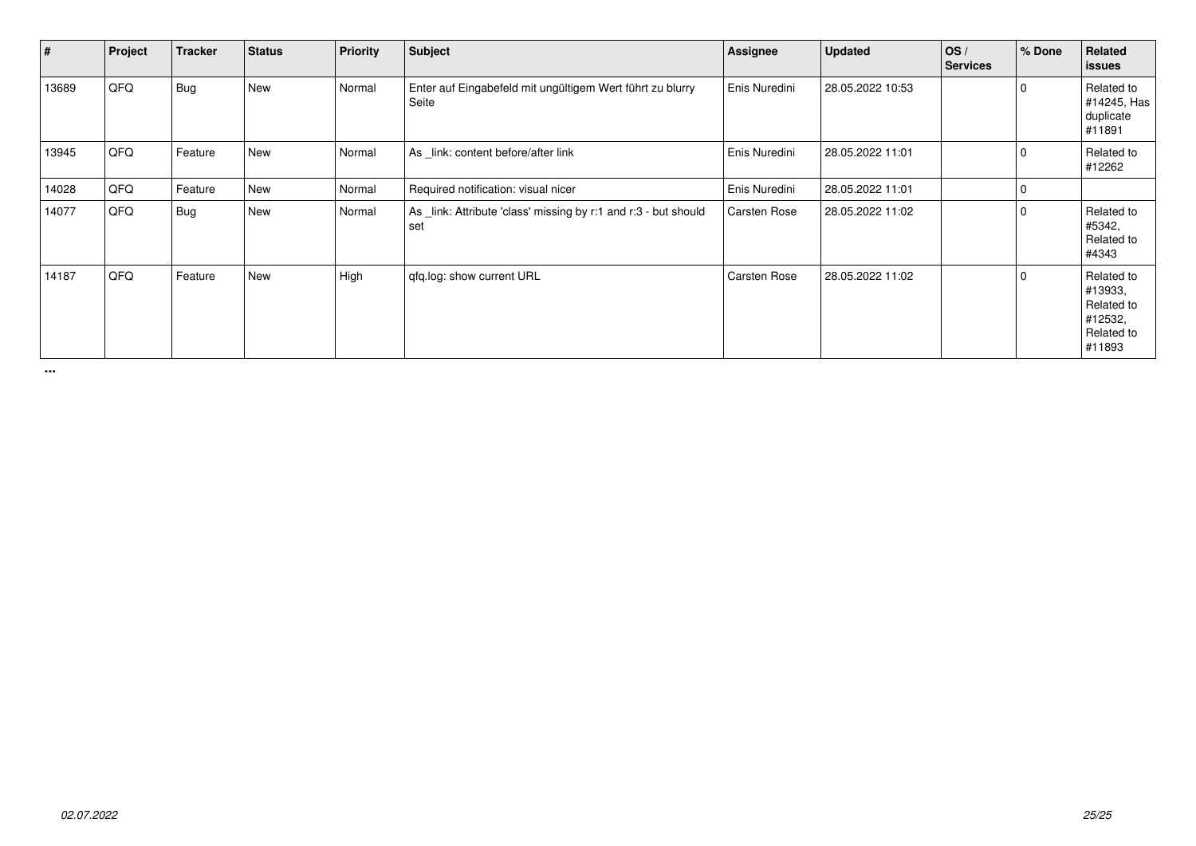| # | Project | Tracker | Status | Priority | Subject | Assignee | Updated | OS / Services | % Done | Related issues |
|---|---|---|---|---|---|---|---|---|---|---|
| 13689 | QFQ | Bug | New | Normal | Enter auf Eingabefeld mit ungültigem Wert führt zu blurry Seite | Enis Nuredini | 28.05.2022 10:53 | | 0 | Related to #14245, Has duplicate #11891 |
| 13945 | QFQ | Feature | New | Normal | As _link: content before/after link | Enis Nuredini | 28.05.2022 11:01 | | 0 | Related to #12262 |
| 14028 | QFQ | Feature | New | Normal | Required notification: visual nicer | Enis Nuredini | 28.05.2022 11:01 | | 0 | |
| 14077 | QFQ | Bug | New | Normal | As _link: Attribute 'class' missing by r:1 and r:3 - but should set | Carsten Rose | 28.05.2022 11:02 | | 0 | Related to #5342, Related to #4343 |
| 14187 | QFQ | Feature | New | High | qfq.log: show current URL | Carsten Rose | 28.05.2022 11:02 | | 0 | Related to #13933, Related to #12532, Related to #11893 |

...